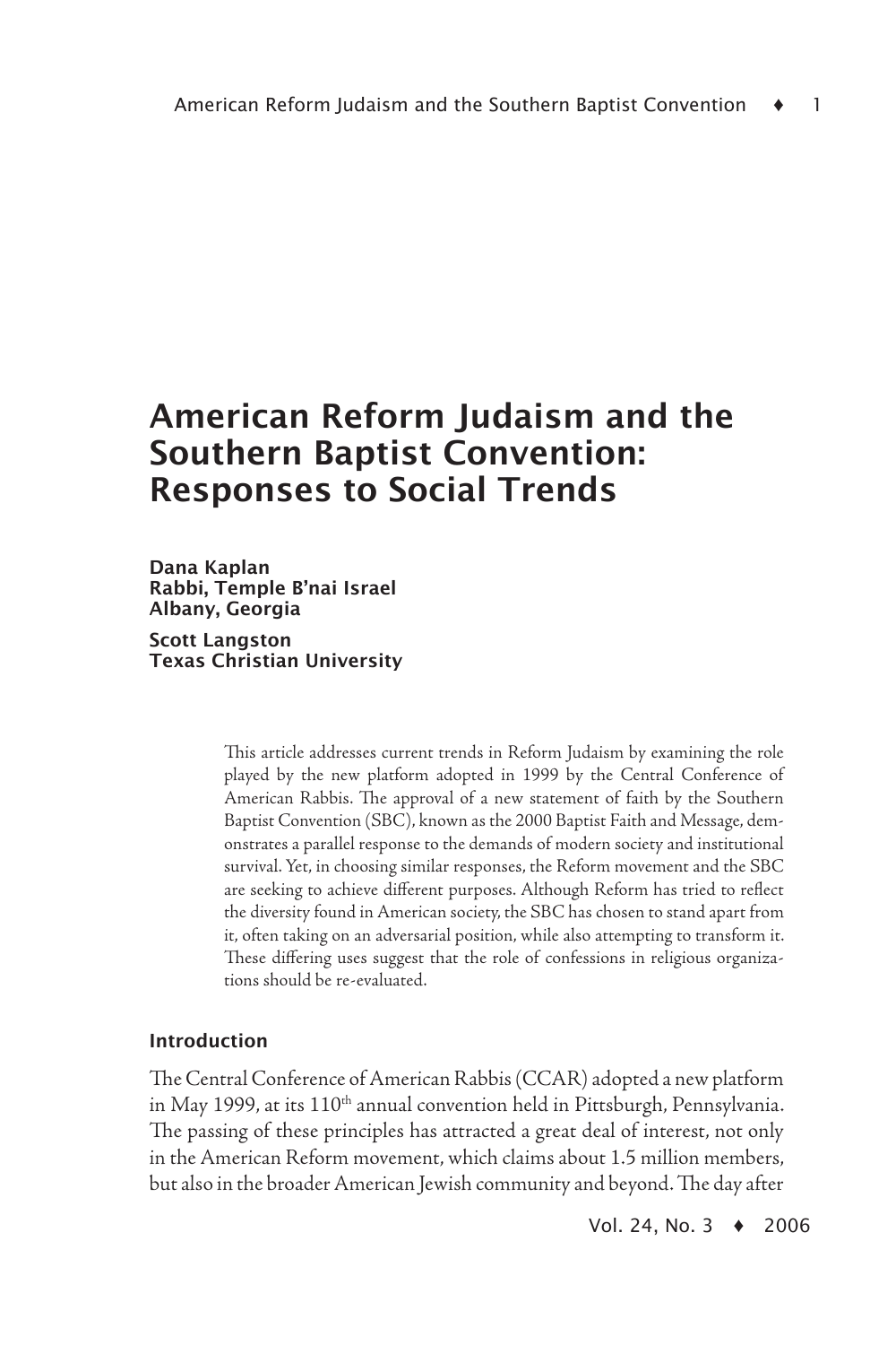# American Reform Judaism and the Southern Baptist Convention: Responses to Social Trends

**Dana Kaplan**
**Rabbi, Temple B'nai Israel**
**Albany, Georgia**

**Scott Langston**
**Texas Christian University**

This article addresses current trends in Reform Judaism by examining the role played by the new platform adopted in 1999 by the Central Conference of American Rabbis. The approval of a new statement of faith by the Southern Baptist Convention (SBC), known as the 2000 Baptist Faith and Message, demonstrates a parallel response to the demands of modern society and institutional survival. Yet, in choosing similar responses, the Reform movement and the SBC are seeking to achieve different purposes. Although Reform has tried to reflect the diversity found in American society, the SBC has chosen to stand apart from it, often taking on an adversarial position, while also attempting to transform it. These differing uses suggest that the role of confessions in religious organizations should be re-evaluated.

### Introduction

The Central Conference of American Rabbis (CCAR) adopted a new platform in May 1999, at its 110th annual convention held in Pittsburgh, Pennsylvania. The passing of these principles has attracted a great deal of interest, not only in the American Reform movement, which claims about 1.5 million members, but also in the broader American Jewish community and beyond. The day after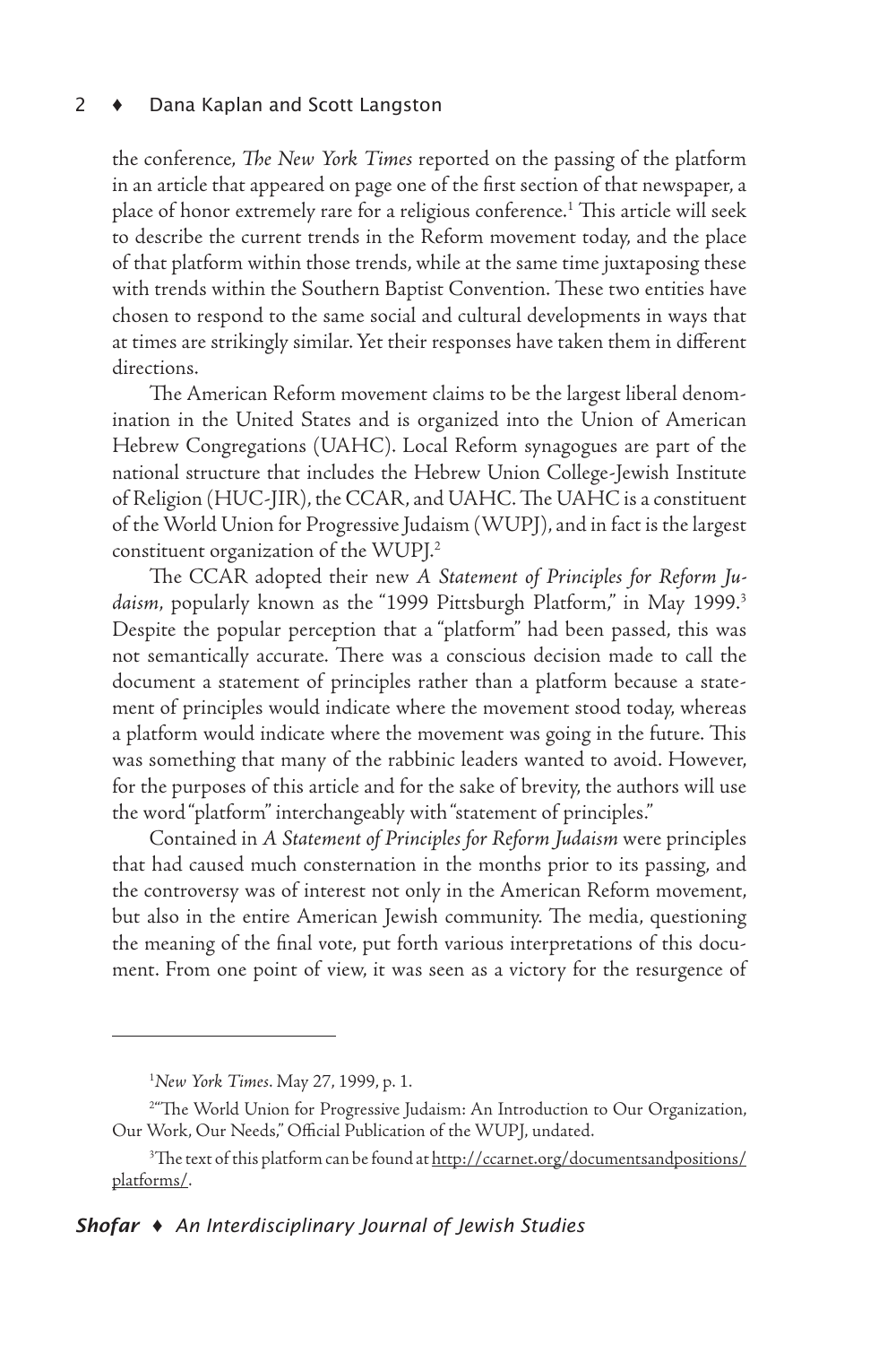the conference, *The New York Times* reported on the passing of the platform in an article that appeared on page one of the first section of that newspaper, a place of honor extremely rare for a religious conference.[1] This article will seek to describe the current trends in the Reform movement today, and the place of that platform within those trends, while at the same time juxtaposing these with trends within the Southern Baptist Convention. These two entities have chosen to respond to the same social and cultural developments in ways that at times are strikingly similar. Yet their responses have taken them in different directions.

The American Reform movement claims to be the largest liberal denomination in the United States and is organized into the Union of American Hebrew Congregations (UAHC). Local Reform synagogues are part of the national structure that includes the Hebrew Union College-Jewish Institute of Religion (HUC-JIR), the CCAR, and UAHC. The UAHC is a constituent of the World Union for Progressive Judaism (WUPJ), and in fact is the largest constituent organization of the WUPJ.[2]

The CCAR adopted their new *A Statement of Principles for Reform Judaism*, popularly known as the "1999 Pittsburgh Platform," in May 1999.[3] Despite the popular perception that a "platform" had been passed, this was not semantically accurate. There was a conscious decision made to call the document a statement of principles rather than a platform because a statement of principles would indicate where the movement stood today, whereas a platform would indicate where the movement was going in the future. This was something that many of the rabbinic leaders wanted to avoid. However, for the purposes of this article and for the sake of brevity, the authors will use the word "platform" interchangeably with "statement of principles."

Contained in *A Statement of Principles for Reform Judaism* were principles that had caused much consternation in the months prior to its passing, and the controversy was of interest not only in the American Reform movement, but also in the entire American Jewish community. The media, questioning the meaning of the final vote, put forth various interpretations of this document. From one point of view, it was seen as a victory for the resurgence of

---

[1] *New York Times*. May 27, 1999, p. 1.

[2] "The World Union for Progressive Judaism: An Introduction to Our Organization, Our Work, Our Needs," Official Publication of the WUPJ, undated.

[3] The text of this platform can be found at http://ccarnet.org/documentsandpositions/platforms/.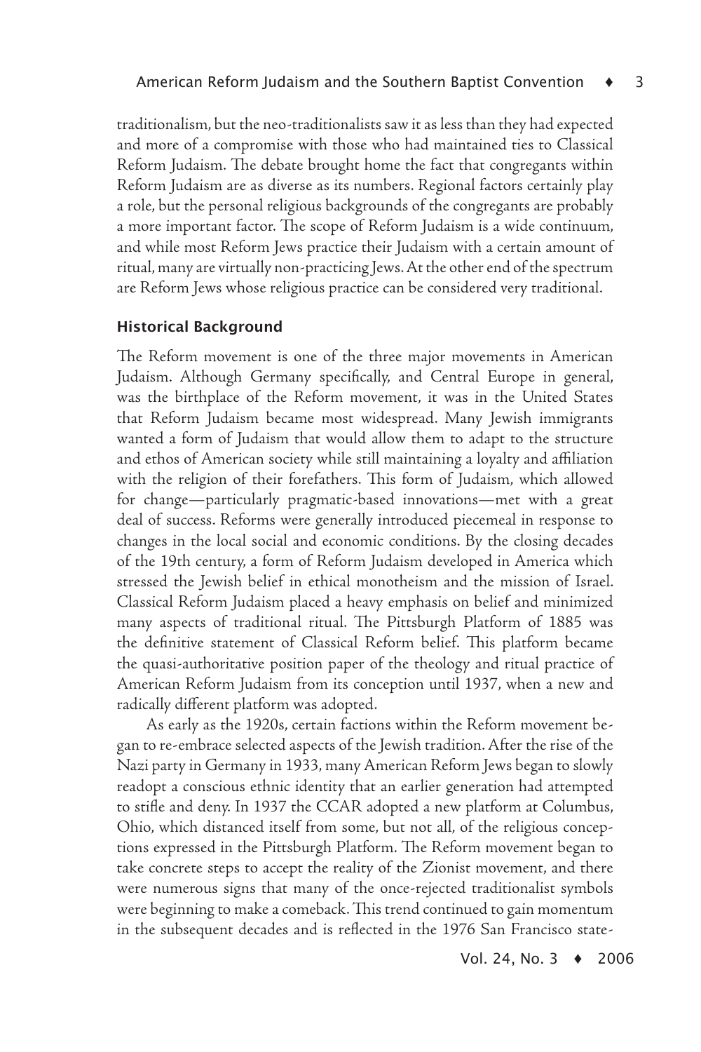traditionalism, but the neo-traditionalists saw it as less than they had expected and more of a compromise with those who had maintained ties to Classical Reform Judaism. The debate brought home the fact that congregants within Reform Judaism are as diverse as its numbers. Regional factors certainly play a role, but the personal religious backgrounds of the congregants are probably a more important factor. The scope of Reform Judaism is a wide continuum, and while most Reform Jews practice their Judaism with a certain amount of ritual, many are virtually non-practicing Jews. At the other end of the spectrum are Reform Jews whose religious practice can be considered very traditional.

### Historical Background

The Reform movement is one of the three major movements in American Judaism. Although Germany specifically, and Central Europe in general, was the birthplace of the Reform movement, it was in the United States that Reform Judaism became most widespread. Many Jewish immigrants wanted a form of Judaism that would allow them to adapt to the structure and ethos of American society while still maintaining a loyalty and affiliation with the religion of their forefathers. This form of Judaism, which allowed for change—particularly pragmatic-based innovations—met with a great deal of success. Reforms were generally introduced piecemeal in response to changes in the local social and economic conditions. By the closing decades of the 19th century, a form of Reform Judaism developed in America which stressed the Jewish belief in ethical monotheism and the mission of Israel. Classical Reform Judaism placed a heavy emphasis on belief and minimized many aspects of traditional ritual. The Pittsburgh Platform of 1885 was the definitive statement of Classical Reform belief. This platform became the quasi-authoritative position paper of the theology and ritual practice of American Reform Judaism from its conception until 1937, when a new and radically different platform was adopted.

As early as the 1920s, certain factions within the Reform movement began to re-embrace selected aspects of the Jewish tradition. After the rise of the Nazi party in Germany in 1933, many American Reform Jews began to slowly readopt a conscious ethnic identity that an earlier generation had attempted to stifle and deny. In 1937 the CCAR adopted a new platform at Columbus, Ohio, which distanced itself from some, but not all, of the religious conceptions expressed in the Pittsburgh Platform. The Reform movement began to take concrete steps to accept the reality of the Zionist movement, and there were numerous signs that many of the once-rejected traditionalist symbols were beginning to make a comeback. This trend continued to gain momentum in the subsequent decades and is reflected in the 1976 San Francisco state-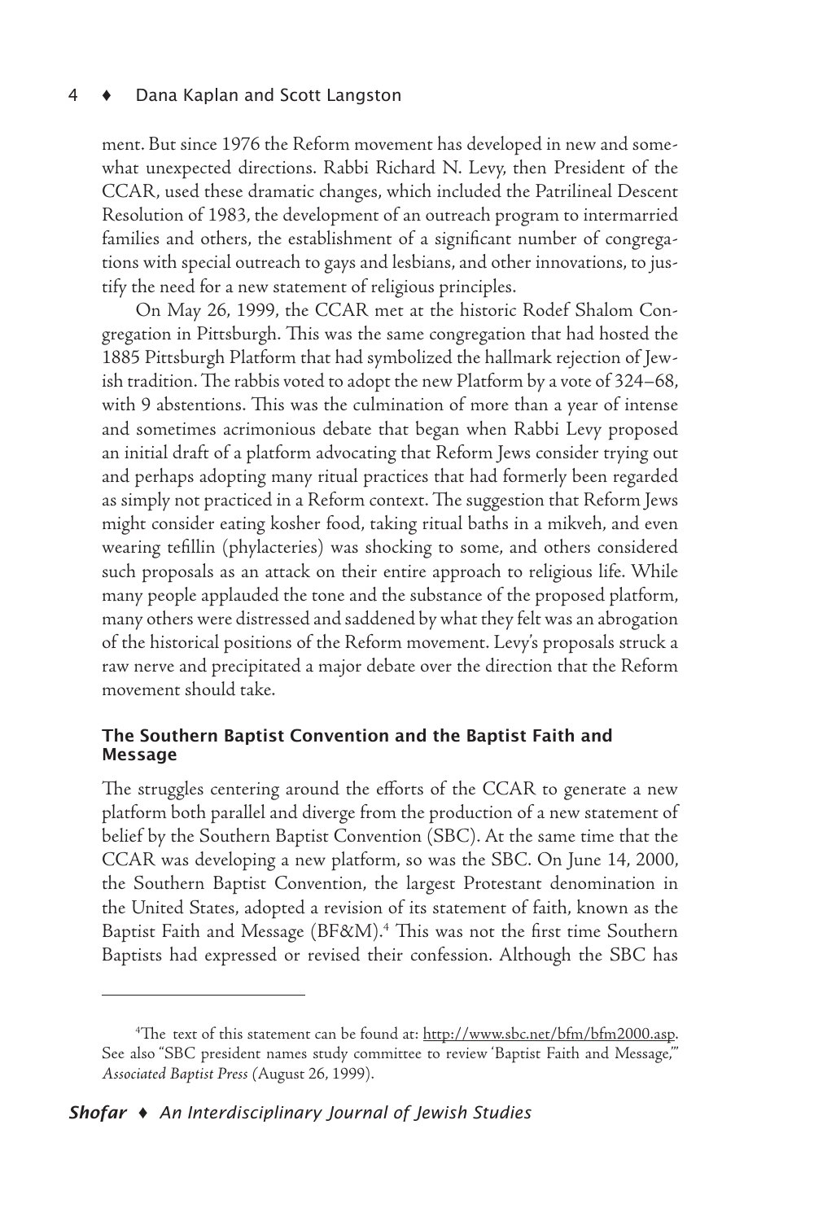ment. But since 1976 the Reform movement has developed in new and somewhat unexpected directions. Rabbi Richard N. Levy, then President of the CCAR, used these dramatic changes, which included the Patrilineal Descent Resolution of 1983, the development of an outreach program to intermarried families and others, the establishment of a significant number of congregations with special outreach to gays and lesbians, and other innovations, to justify the need for a new statement of religious principles.

On May 26, 1999, the CCAR met at the historic Rodef Shalom Congregation in Pittsburgh. This was the same congregation that had hosted the 1885 Pittsburgh Platform that had symbolized the hallmark rejection of Jewish tradition. The rabbis voted to adopt the new Platform by a vote of 324–68, with 9 abstentions. This was the culmination of more than a year of intense and sometimes acrimonious debate that began when Rabbi Levy proposed an initial draft of a platform advocating that Reform Jews consider trying out and perhaps adopting many ritual practices that had formerly been regarded as simply not practiced in a Reform context. The suggestion that Reform Jews might consider eating kosher food, taking ritual baths in a mikveh, and even wearing tefillin (phylacteries) was shocking to some, and others considered such proposals as an attack on their entire approach to religious life. While many people applauded the tone and the substance of the proposed platform, many others were distressed and saddened by what they felt was an abrogation of the historical positions of the Reform movement. Levy's proposals struck a raw nerve and precipitated a major debate over the direction that the Reform movement should take.

### The Southern Baptist Convention and the Baptist Faith and Message

The struggles centering around the efforts of the CCAR to generate a new platform both parallel and diverge from the production of a new statement of belief by the Southern Baptist Convention (SBC). At the same time that the CCAR was developing a new platform, so was the SBC. On June 14, 2000, the Southern Baptist Convention, the largest Protestant denomination in the United States, adopted a revision of its statement of faith, known as the Baptist Faith and Message (BF&M).[4] This was not the first time Southern Baptists had expressed or revised their confession. Although the SBC has

---

[4]The text of this statement can be found at: http://www.sbc.net/bfm/bfm2000.asp. See also "SBC president names study committee to review 'Baptist Faith and Message,'" *Associated Baptist Press* (August 26, 1999).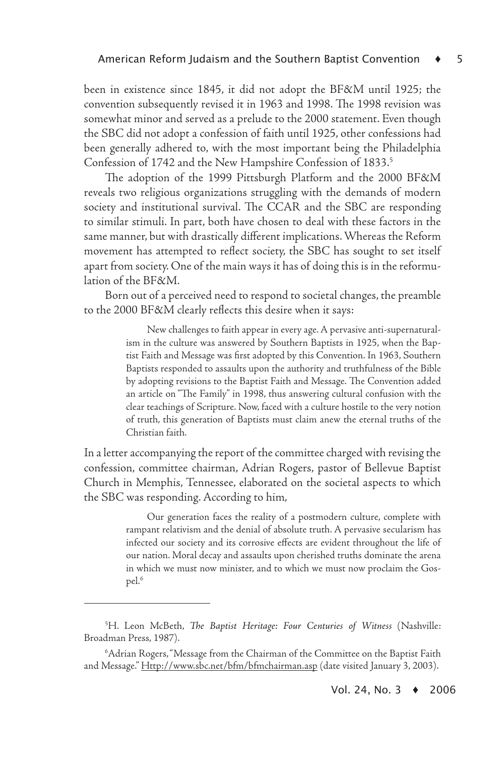been in existence since 1845, it did not adopt the BF&M until 1925; the convention subsequently revised it in 1963 and 1998. The 1998 revision was somewhat minor and served as a prelude to the 2000 statement. Even though the SBC did not adopt a confession of faith until 1925, other confessions had been generally adhered to, with the most important being the Philadelphia Confession of 1742 and the New Hampshire Confession of 1833.[5]

The adoption of the 1999 Pittsburgh Platform and the 2000 BF&M reveals two religious organizations struggling with the demands of modern society and institutional survival. The CCAR and the SBC are responding to similar stimuli. In part, both have chosen to deal with these factors in the same manner, but with drastically different implications. Whereas the Reform movement has attempted to reflect society, the SBC has sought to set itself apart from society. One of the main ways it has of doing this is in the reformulation of the BF&M.

Born out of a perceived need to respond to societal changes, the preamble to the 2000 BF&M clearly reflects this desire when it says:

> New challenges to faith appear in every age. A pervasive anti-supernaturalism in the culture was answered by Southern Baptists in 1925, when the Baptist Faith and Message was first adopted by this Convention. In 1963, Southern Baptists responded to assaults upon the authority and truthfulness of the Bible by adopting revisions to the Baptist Faith and Message. The Convention added an article on "The Family" in 1998, thus answering cultural confusion with the clear teachings of Scripture. Now, faced with a culture hostile to the very notion of truth, this generation of Baptists must claim anew the eternal truths of the Christian faith.

In a letter accompanying the report of the committee charged with revising the confession, committee chairman, Adrian Rogers, pastor of Bellevue Baptist Church in Memphis, Tennessee, elaborated on the societal aspects to which the SBC was responding. According to him,

> Our generation faces the reality of a postmodern culture, complete with rampant relativism and the denial of absolute truth. A pervasive secularism has infected our society and its corrosive effects are evident throughout the life of our nation. Moral decay and assaults upon cherished truths dominate the arena in which we must now minister, and to which we must now proclaim the Gospel.[6]

---

[5]H. Leon McBeth, *The Baptist Heritage: Four Centuries of Witness* (Nashville: Broadman Press, 1987).

[6]Adrian Rogers, "Message from the Chairman of the Committee on the Baptist Faith and Message." Http://www.sbc.net/bfm/bfmchairman.asp (date visited January 3, 2003).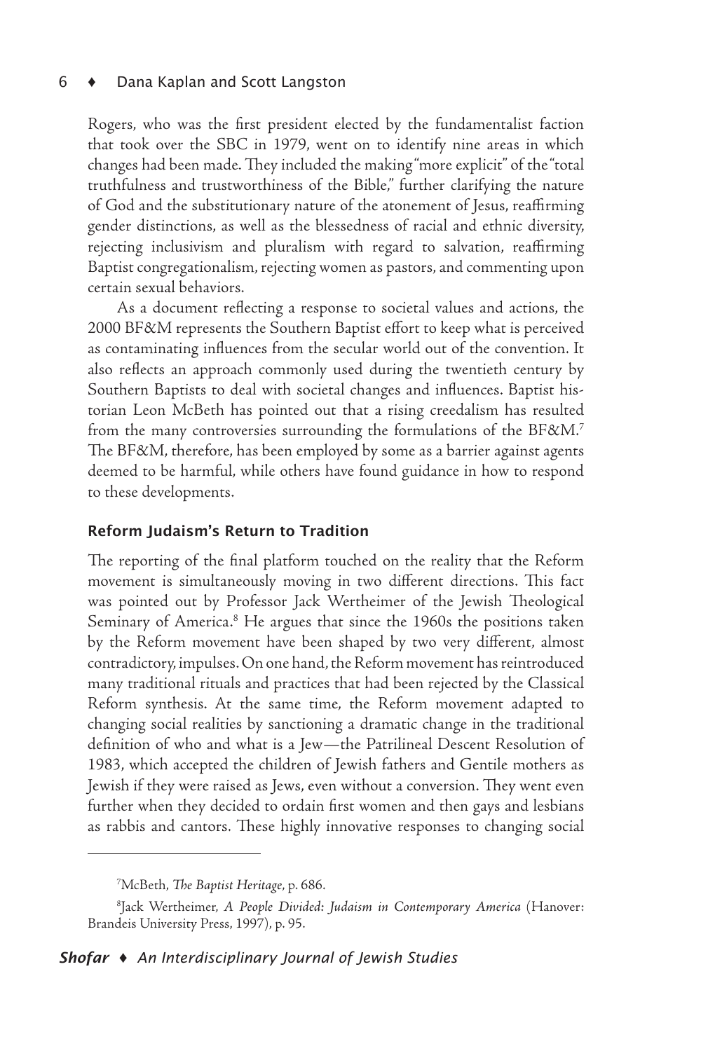Rogers, who was the first president elected by the fundamentalist faction that took over the SBC in 1979, went on to identify nine areas in which changes had been made. They included the making "more explicit" of the "total truthfulness and trustworthiness of the Bible," further clarifying the nature of God and the substitutionary nature of the atonement of Jesus, reaffirming gender distinctions, as well as the blessedness of racial and ethnic diversity, rejecting inclusivism and pluralism with regard to salvation, reaffirming Baptist congregationalism, rejecting women as pastors, and commenting upon certain sexual behaviors.

As a document reflecting a response to societal values and actions, the 2000 BF&M represents the Southern Baptist effort to keep what is perceived as contaminating influences from the secular world out of the convention. It also reflects an approach commonly used during the twentieth century by Southern Baptists to deal with societal changes and influences. Baptist historian Leon McBeth has pointed out that a rising creedalism has resulted from the many controversies surrounding the formulations of the BF&M.[7] The BF&M, therefore, has been employed by some as a barrier against agents deemed to be harmful, while others have found guidance in how to respond to these developments.

### Reform Judaism's Return to Tradition

The reporting of the final platform touched on the reality that the Reform movement is simultaneously moving in two different directions. This fact was pointed out by Professor Jack Wertheimer of the Jewish Theological Seminary of America.[8] He argues that since the 1960s the positions taken by the Reform movement have been shaped by two very different, almost contradictory, impulses. On one hand, the Reform movement has reintroduced many traditional rituals and practices that had been rejected by the Classical Reform synthesis. At the same time, the Reform movement adapted to changing social realities by sanctioning a dramatic change in the traditional definition of who and what is a Jew—the Patrilineal Descent Resolution of 1983, which accepted the children of Jewish fathers and Gentile mothers as Jewish if they were raised as Jews, even without a conversion. They went even further when they decided to ordain first women and then gays and lesbians as rabbis and cantors. These highly innovative responses to changing social

[7] McBeth, *The Baptist Heritage*, p. 686.

[8] Jack Wertheimer, *A People Divided: Judaism in Contemporary America* (Hanover: Brandeis University Press, 1997), p. 95.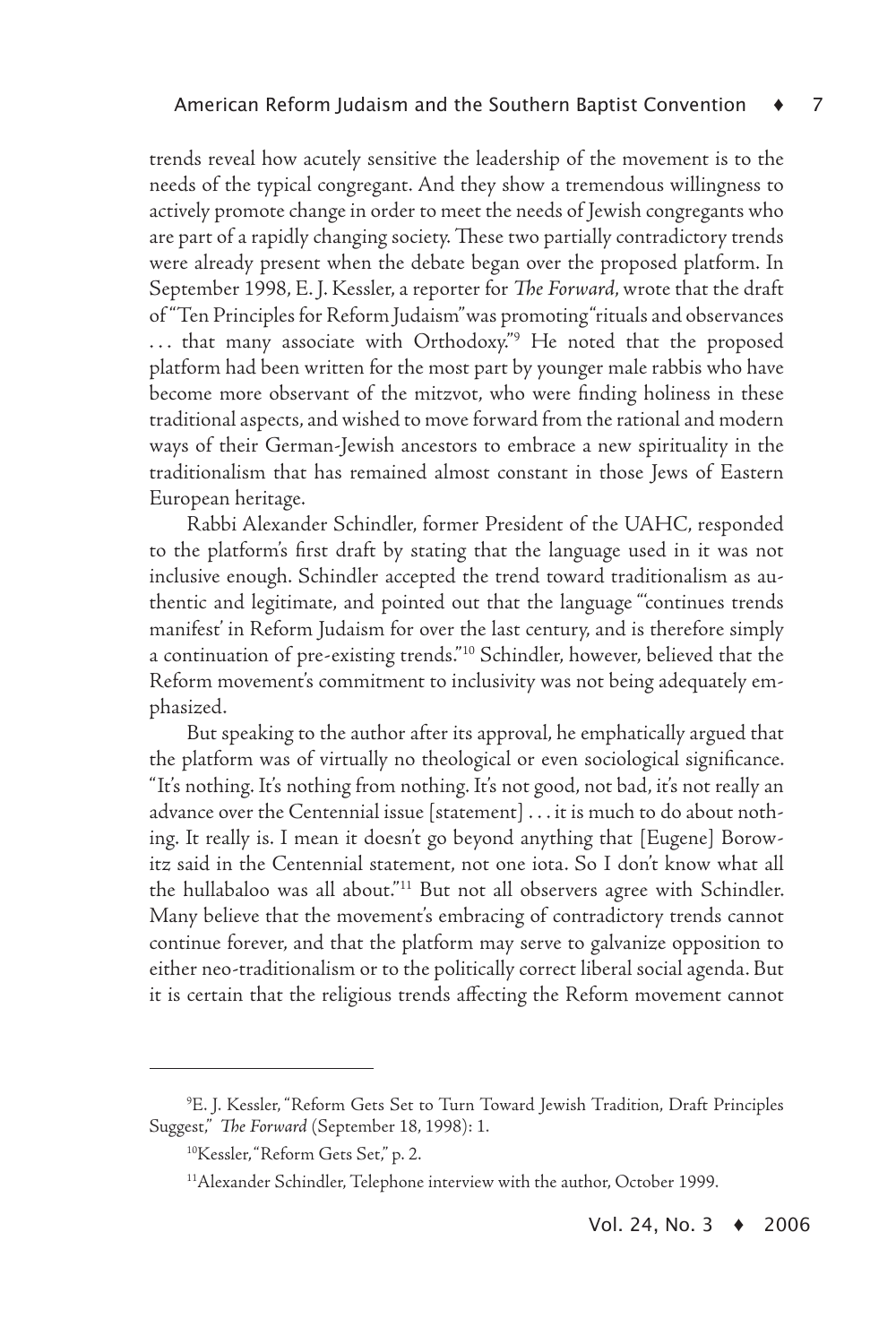trends reveal how acutely sensitive the leadership of the movement is to the needs of the typical congregant. And they show a tremendous willingness to actively promote change in order to meet the needs of Jewish congregants who are part of a rapidly changing society. These two partially contradictory trends were already present when the debate began over the proposed platform. In September 1998, E. J. Kessler, a reporter for *The Forward*, wrote that the draft of "Ten Principles for Reform Judaism" was promoting "rituals and observances . . . that many associate with Orthodoxy."[9] He noted that the proposed platform had been written for the most part by younger male rabbis who have become more observant of the mitzvot, who were finding holiness in these traditional aspects, and wished to move forward from the rational and modern ways of their German-Jewish ancestors to embrace a new spirituality in the traditionalism that has remained almost constant in those Jews of Eastern European heritage.

Rabbi Alexander Schindler, former President of the UAHC, responded to the platform's first draft by stating that the language used in it was not inclusive enough. Schindler accepted the trend toward traditionalism as authentic and legitimate, and pointed out that the language "'continues trends manifest' in Reform Judaism for over the last century, and is therefore simply a continuation of pre-existing trends."[10] Schindler, however, believed that the Reform movement's commitment to inclusivity was not being adequately emphasized.

But speaking to the author after its approval, he emphatically argued that the platform was of virtually no theological or even sociological significance. "It's nothing. It's nothing from nothing. It's not good, not bad, it's not really an advance over the Centennial issue [statement] . . . it is much to do about nothing. It really is. I mean it doesn't go beyond anything that [Eugene] Borowitz said in the Centennial statement, not one iota. So I don't know what all the hullabaloo was all about."[11] But not all observers agree with Schindler. Many believe that the movement's embracing of contradictory trends cannot continue forever, and that the platform may serve to galvanize opposition to either neo-traditionalism or to the politically correct liberal social agenda. But it is certain that the religious trends affecting the Reform movement cannot

---

[9] E. J. Kessler, "Reform Gets Set to Turn Toward Jewish Tradition, Draft Principles Suggest," *The Forward* (September 18, 1998): 1.

[10] Kessler, "Reform Gets Set," p. 2.

[11] Alexander Schindler, Telephone interview with the author, October 1999.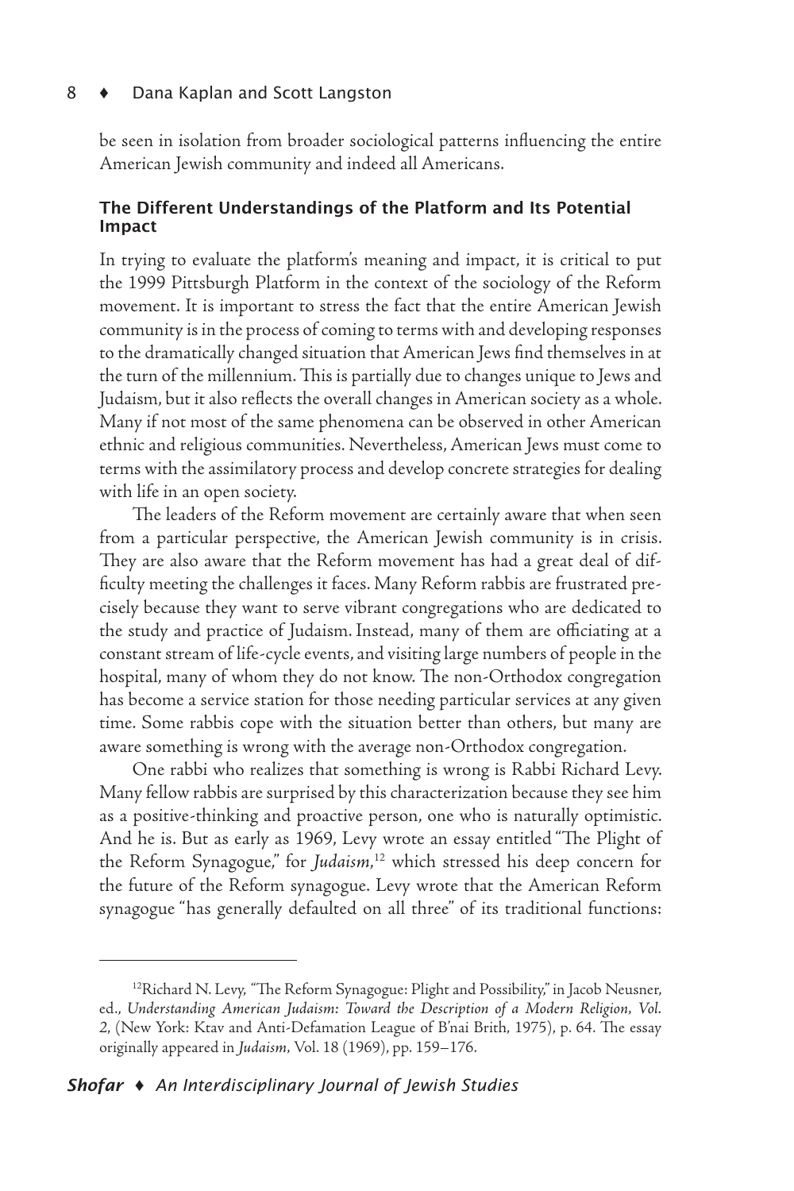be seen in isolation from broader sociological patterns influencing the entire American Jewish community and indeed all Americans.

### The Different Understandings of the Platform and Its Potential Impact

In trying to evaluate the platform's meaning and impact, it is critical to put the 1999 Pittsburgh Platform in the context of the sociology of the Reform movement. It is important to stress the fact that the entire American Jewish community is in the process of coming to terms with and developing responses to the dramatically changed situation that American Jews find themselves in at the turn of the millennium. This is partially due to changes unique to Jews and Judaism, but it also reflects the overall changes in American society as a whole. Many if not most of the same phenomena can be observed in other American ethnic and religious communities. Nevertheless, American Jews must come to terms with the assimilatory process and develop concrete strategies for dealing with life in an open society.

The leaders of the Reform movement are certainly aware that when seen from a particular perspective, the American Jewish community is in crisis. They are also aware that the Reform movement has had a great deal of difficulty meeting the challenges it faces. Many Reform rabbis are frustrated precisely because they want to serve vibrant congregations who are dedicated to the study and practice of Judaism. Instead, many of them are officiating at a constant stream of life-cycle events, and visiting large numbers of people in the hospital, many of whom they do not know. The non-Orthodox congregation has become a service station for those needing particular services at any given time. Some rabbis cope with the situation better than others, but many are aware something is wrong with the average non-Orthodox congregation.

One rabbi who realizes that something is wrong is Rabbi Richard Levy. Many fellow rabbis are surprised by this characterization because they see him as a positive-thinking and proactive person, one who is naturally optimistic. And he is. But as early as 1969, Levy wrote an essay entitled "The Plight of the Reform Synagogue," for *Judaism*,[12] which stressed his deep concern for the future of the Reform synagogue. Levy wrote that the American Reform synagogue "has generally defaulted on all three" of its traditional functions:

---

[12]Richard N. Levy, "The Reform Synagogue: Plight and Possibility," in Jacob Neusner, ed., *Understanding American Judaism: Toward the Description of a Modern Religion, Vol. 2*, (New York: Ktav and Anti-Defamation League of B'nai Brith, 1975), p. 64. The essay originally appeared in *Judaism*, Vol. 18 (1969), pp. 159–176.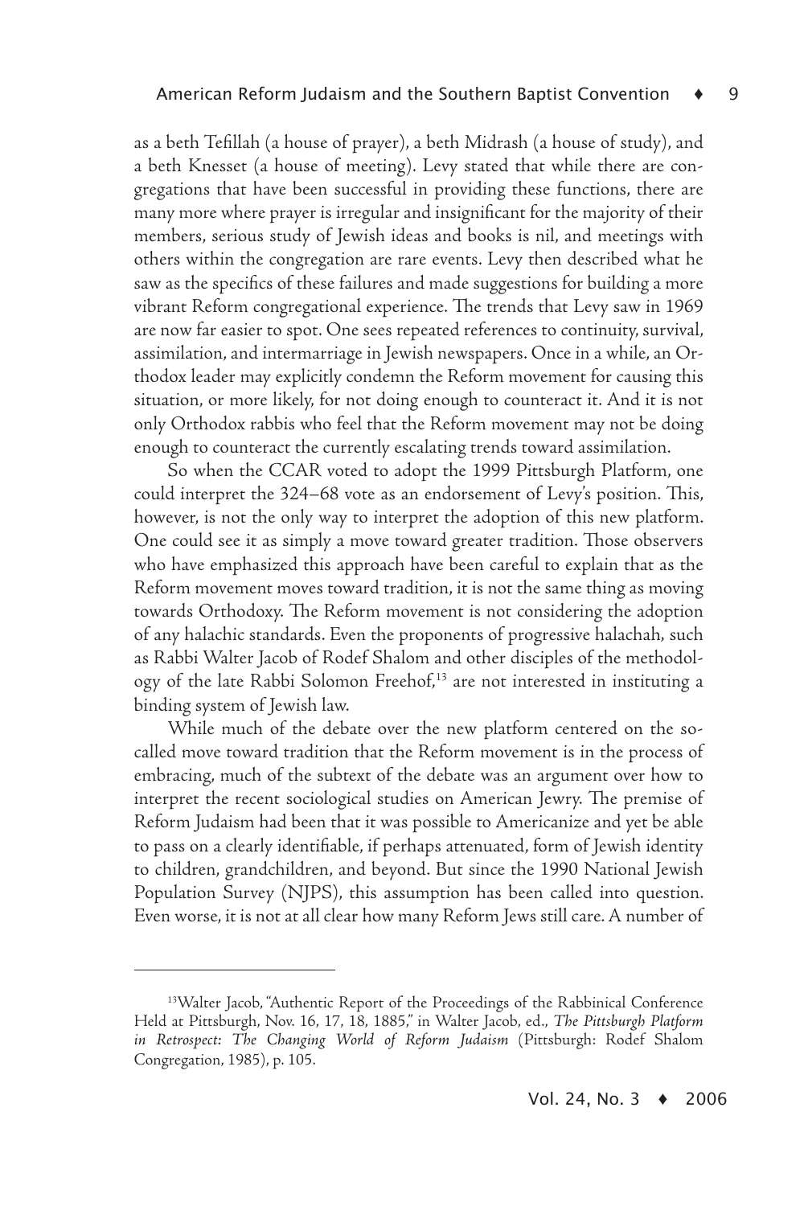as a beth Tefillah (a house of prayer), a beth Midrash (a house of study), and a beth Knesset (a house of meeting). Levy stated that while there are congregations that have been successful in providing these functions, there are many more where prayer is irregular and insignificant for the majority of their members, serious study of Jewish ideas and books is nil, and meetings with others within the congregation are rare events. Levy then described what he saw as the specifics of these failures and made suggestions for building a more vibrant Reform congregational experience. The trends that Levy saw in 1969 are now far easier to spot. One sees repeated references to continuity, survival, assimilation, and intermarriage in Jewish newspapers. Once in a while, an Orthodox leader may explicitly condemn the Reform movement for causing this situation, or more likely, for not doing enough to counteract it. And it is not only Orthodox rabbis who feel that the Reform movement may not be doing enough to counteract the currently escalating trends toward assimilation.

So when the CCAR voted to adopt the 1999 Pittsburgh Platform, one could interpret the 324–68 vote as an endorsement of Levy's position. This, however, is not the only way to interpret the adoption of this new platform. One could see it as simply a move toward greater tradition. Those observers who have emphasized this approach have been careful to explain that as the Reform movement moves toward tradition, it is not the same thing as moving towards Orthodoxy. The Reform movement is not considering the adoption of any halachic standards. Even the proponents of progressive halachah, such as Rabbi Walter Jacob of Rodef Shalom and other disciples of the methodology of the late Rabbi Solomon Freehof,[13] are not interested in instituting a binding system of Jewish law.

While much of the debate over the new platform centered on the so-called move toward tradition that the Reform movement is in the process of embracing, much of the subtext of the debate was an argument over how to interpret the recent sociological studies on American Jewry. The premise of Reform Judaism had been that it was possible to Americanize and yet be able to pass on a clearly identifiable, if perhaps attenuated, form of Jewish identity to children, grandchildren, and beyond. But since the 1990 National Jewish Population Survey (NJPS), this assumption has been called into question. Even worse, it is not at all clear how many Reform Jews still care. A number of

---

[13]Walter Jacob, "Authentic Report of the Proceedings of the Rabbinical Conference Held at Pittsburgh, Nov. 16, 17, 18, 1885," in Walter Jacob, ed., *The Pittsburgh Platform in Retrospect: The Changing World of Reform Judaism* (Pittsburgh: Rodef Shalom Congregation, 1985), p. 105.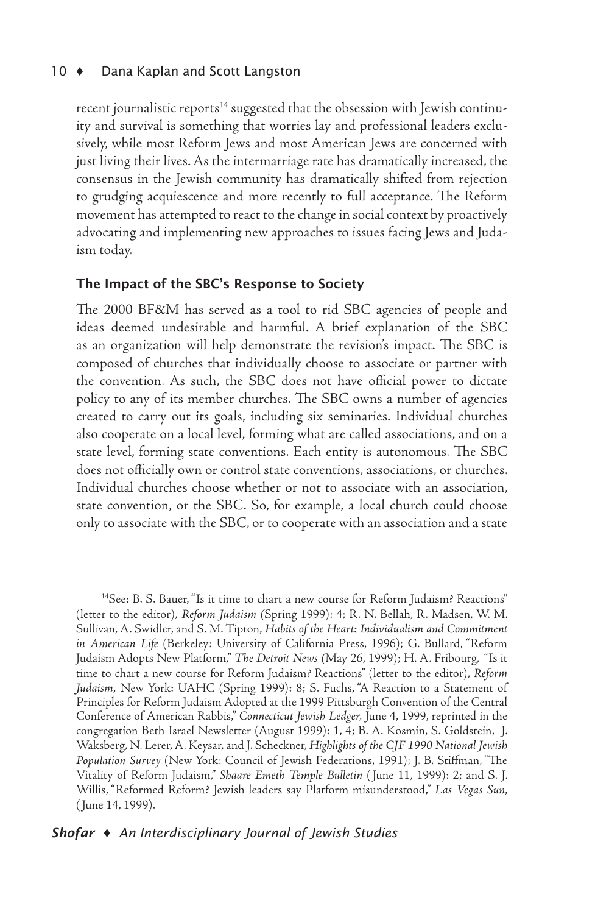recent journalistic reports[14] suggested that the obsession with Jewish continuity and survival is something that worries lay and professional leaders exclusively, while most Reform Jews and most American Jews are concerned with just living their lives. As the intermarriage rate has dramatically increased, the consensus in the Jewish community has dramatically shifted from rejection to grudging acquiescence and more recently to full acceptance. The Reform movement has attempted to react to the change in social context by proactively advocating and implementing new approaches to issues facing Jews and Judaism today.

### The Impact of the SBC's Response to Society

The 2000 BF&M has served as a tool to rid SBC agencies of people and ideas deemed undesirable and harmful. A brief explanation of the SBC as an organization will help demonstrate the revision's impact. The SBC is composed of churches that individually choose to associate or partner with the convention. As such, the SBC does not have official power to dictate policy to any of its member churches. The SBC owns a number of agencies created to carry out its goals, including six seminaries. Individual churches also cooperate on a local level, forming what are called associations, and on a state level, forming state conventions. Each entity is autonomous. The SBC does not officially own or control state conventions, associations, or churches. Individual churches choose whether or not to associate with an association, state convention, or the SBC. So, for example, a local church could choose only to associate with the SBC, or to cooperate with an association and a state

---

[14]See: B. S. Bauer, "Is it time to chart a new course for Reform Judaism? Reactions" (letter to the editor), *Reform Judaism (*Spring 1999): 4; R. N. Bellah, R. Madsen, W. M. Sullivan, A. Swidler, and S. M. Tipton, *Habits of the Heart: Individualism and Commitment in American Life* (Berkeley: University of California Press, 1996); G. Bullard, "Reform Judaism Adopts New Platform," *The Detroit News (*May 26, 1999); H. A. Fribourg, "Is it time to chart a new course for Reform Judaism? Reactions" (letter to the editor), *Reform Judaism*, New York: UAHC (Spring 1999): 8; S. Fuchs, "A Reaction to a Statement of Principles for Reform Judaism Adopted at the 1999 Pittsburgh Convention of the Central Conference of American Rabbis," *Connecticut Jewish Ledger*, June 4, 1999, reprinted in the congregation Beth Israel Newsletter (August 1999): 1, 4; B. A. Kosmin, S. Goldstein, J. Waksberg, N. Lerer, A. Keysar, and J. Scheckner, *Highlights of the CJF 1990 National Jewish Population Survey* (New York: Council of Jewish Federations, 1991); J. B. Stiffman, "The Vitality of Reform Judaism," *Shaare Emeth Temple Bulletin* (June 11, 1999): 2; and S. J. Willis, "Reformed Reform? Jewish leaders say Platform misunderstood," *Las Vegas Sun*, (June 14, 1999).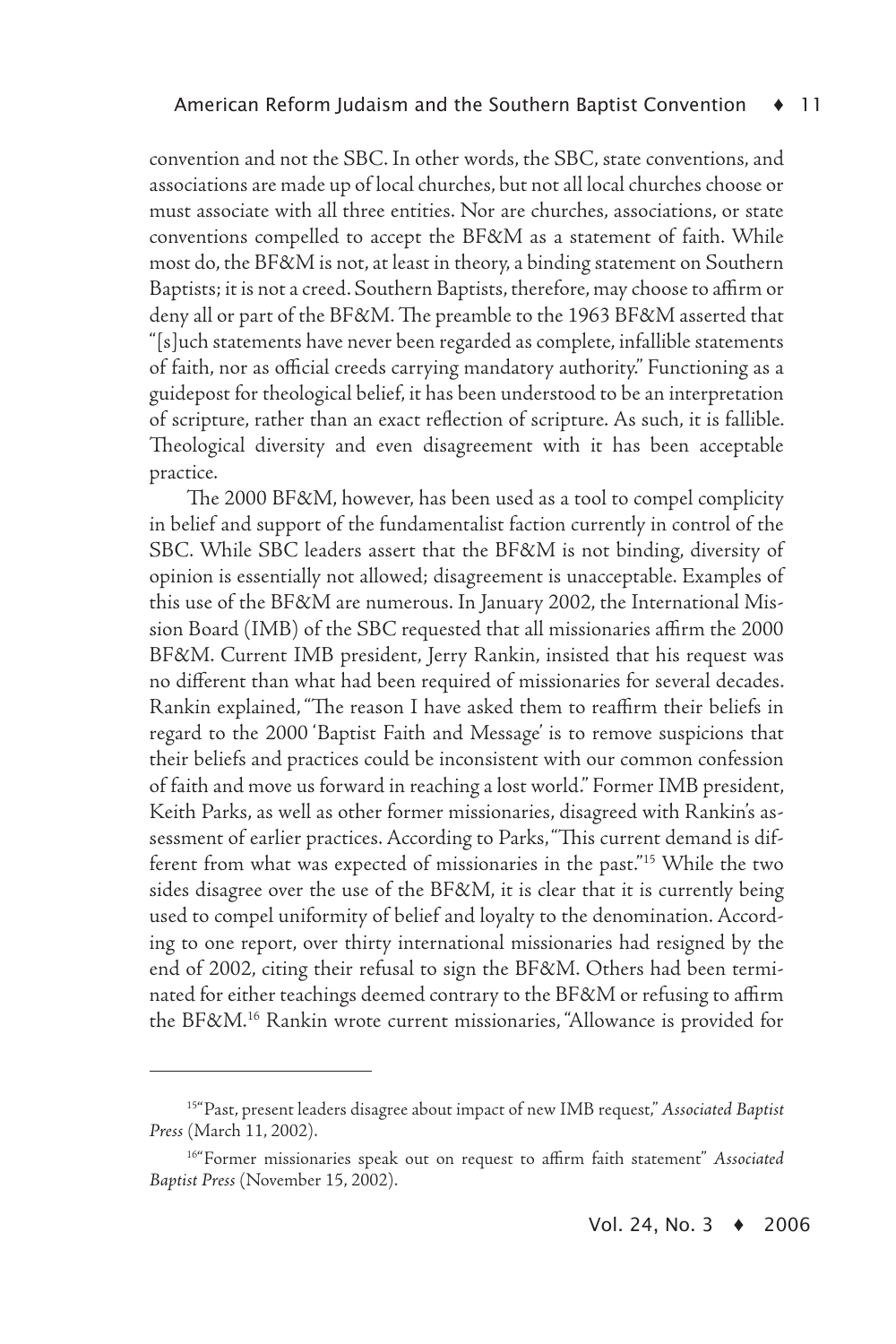convention and not the SBC. In other words, the SBC, state conventions, and associations are made up of local churches, but not all local churches choose or must associate with all three entities. Nor are churches, associations, or state conventions compelled to accept the BF&M as a statement of faith. While most do, the BF&M is not, at least in theory, a binding statement on Southern Baptists; it is not a creed. Southern Baptists, therefore, may choose to affirm or deny all or part of the BF&M. The preamble to the 1963 BF&M asserted that "[s]uch statements have never been regarded as complete, infallible statements of faith, nor as official creeds carrying mandatory authority." Functioning as a guidepost for theological belief, it has been understood to be an interpretation of scripture, rather than an exact reflection of scripture. As such, it is fallible. Theological diversity and even disagreement with it has been acceptable practice.

The 2000 BF&M, however, has been used as a tool to compel complicity in belief and support of the fundamentalist faction currently in control of the SBC. While SBC leaders assert that the BF&M is not binding, diversity of opinion is essentially not allowed; disagreement is unacceptable. Examples of this use of the BF&M are numerous. In January 2002, the International Mission Board (IMB) of the SBC requested that all missionaries affirm the 2000 BF&M. Current IMB president, Jerry Rankin, insisted that his request was no different than what had been required of missionaries for several decades. Rankin explained, "The reason I have asked them to reaffirm their beliefs in regard to the 2000 'Baptist Faith and Message' is to remove suspicions that their beliefs and practices could be inconsistent with our common confession of faith and move us forward in reaching a lost world." Former IMB president, Keith Parks, as well as other former missionaries, disagreed with Rankin's assessment of earlier practices. According to Parks, "This current demand is different from what was expected of missionaries in the past."[15] While the two sides disagree over the use of the BF&M, it is clear that it is currently being used to compel uniformity of belief and loyalty to the denomination. According to one report, over thirty international missionaries had resigned by the end of 2002, citing their refusal to sign the BF&M. Others had been terminated for either teachings deemed contrary to the BF&M or refusing to affirm the BF&M.[16] Rankin wrote current missionaries, "Allowance is provided for

---

[15]"Past, present leaders disagree about impact of new IMB request," *Associated Baptist Press* (March 11, 2002).

[16]"Former missionaries speak out on request to affirm faith statement" *Associated Baptist Press* (November 15, 2002).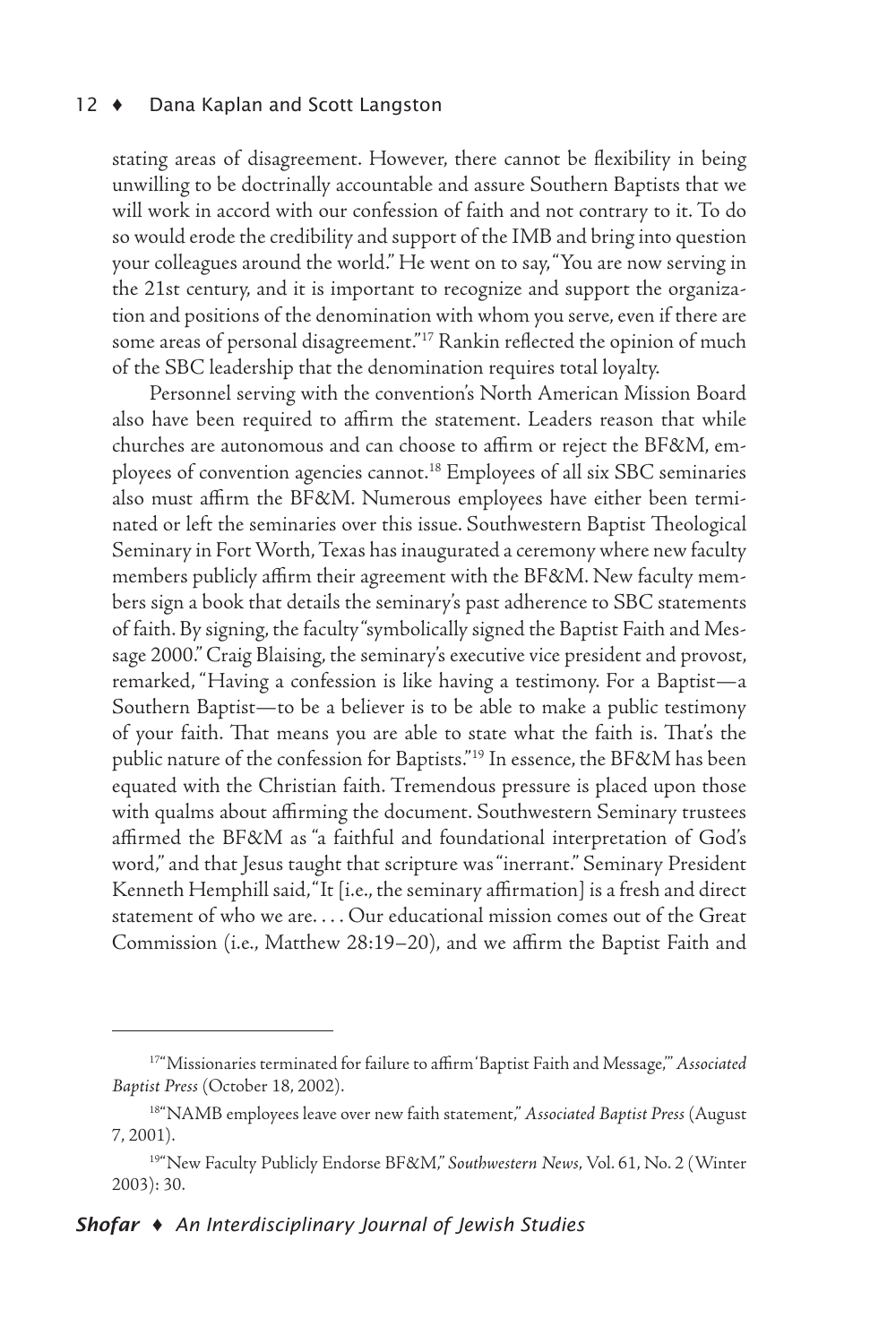stating areas of disagreement. However, there cannot be flexibility in being unwilling to be doctrinally accountable and assure Southern Baptists that we will work in accord with our confession of faith and not contrary to it. To do so would erode the credibility and support of the IMB and bring into question your colleagues around the world." He went on to say, "You are now serving in the 21st century, and it is important to recognize and support the organization and positions of the denomination with whom you serve, even if there are some areas of personal disagreement."[17] Rankin reflected the opinion of much of the SBC leadership that the denomination requires total loyalty.

Personnel serving with the convention's North American Mission Board also have been required to affirm the statement. Leaders reason that while churches are autonomous and can choose to affirm or reject the BF&M, employees of convention agencies cannot.[18] Employees of all six SBC seminaries also must affirm the BF&M. Numerous employees have either been terminated or left the seminaries over this issue. Southwestern Baptist Theological Seminary in Fort Worth, Texas has inaugurated a ceremony where new faculty members publicly affirm their agreement with the BF&M. New faculty members sign a book that details the seminary's past adherence to SBC statements of faith. By signing, the faculty "symbolically signed the Baptist Faith and Message 2000." Craig Blaising, the seminary's executive vice president and provost, remarked, "Having a confession is like having a testimony. For a Baptist—a Southern Baptist—to be a believer is to be able to make a public testimony of your faith. That means you are able to state what the faith is. That's the public nature of the confession for Baptists."[19] In essence, the BF&M has been equated with the Christian faith. Tremendous pressure is placed upon those with qualms about affirming the document. Southwestern Seminary trustees affirmed the BF&M as "a faithful and foundational interpretation of God's word," and that Jesus taught that scripture was "inerrant." Seminary President Kenneth Hemphill said, "It [i.e., the seminary affirmation] is a fresh and direct statement of who we are. . . . Our educational mission comes out of the Great Commission (i.e., Matthew 28:19–20), and we affirm the Baptist Faith and

---

[17] "Missionaries terminated for failure to affirm 'Baptist Faith and Message,'" *Associated Baptist Press* (October 18, 2002).

[18] "NAMB employees leave over new faith statement," *Associated Baptist Press* (August 7, 2001).

[19] "New Faculty Publicly Endorse BF&M," *Southwestern News*, Vol. 61, No. 2 (Winter 2003): 30.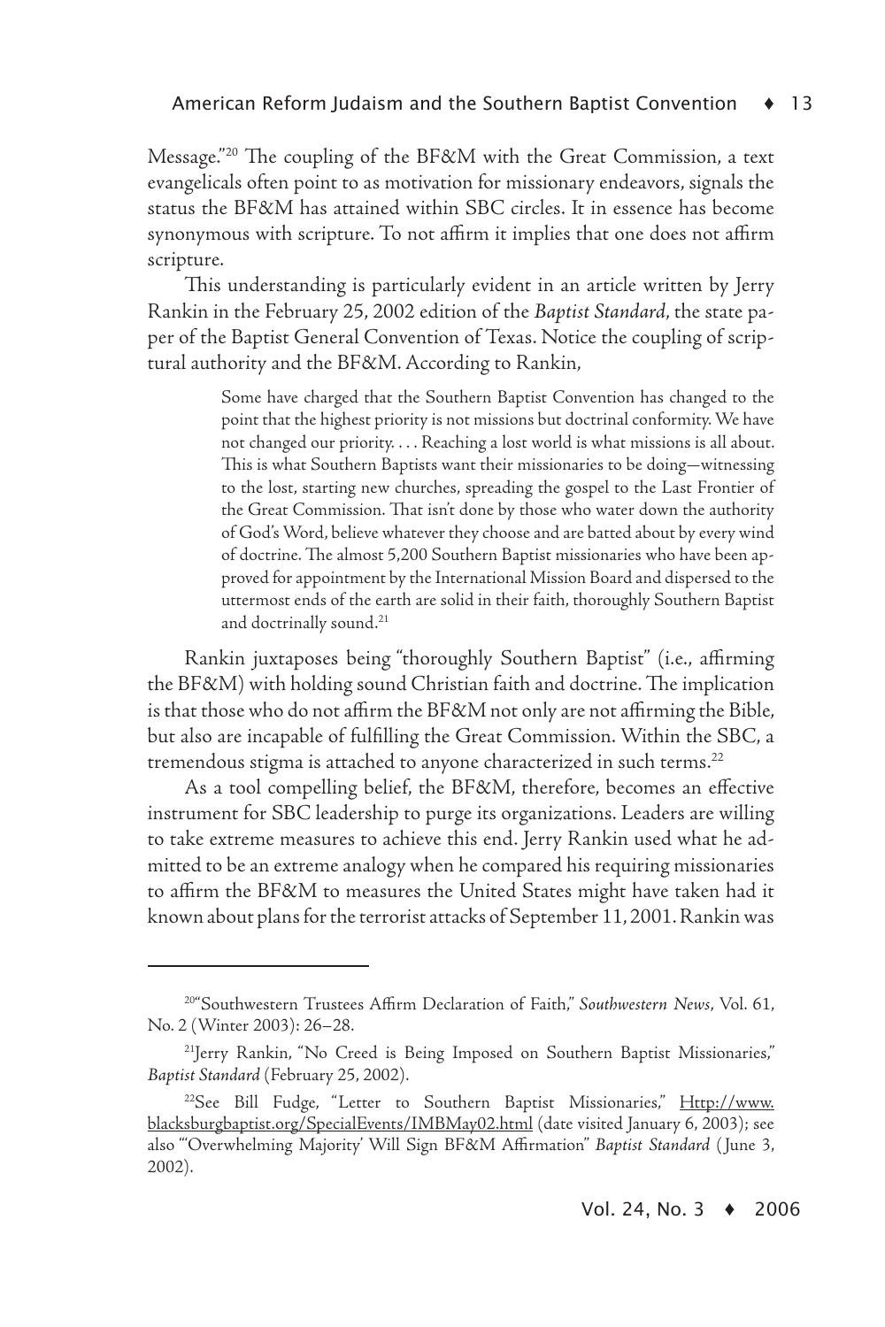Message."[20] The coupling of the BF&M with the Great Commission, a text evangelicals often point to as motivation for missionary endeavors, signals the status the BF&M has attained within SBC circles. It in essence has become synonymous with scripture. To not affirm it implies that one does not affirm scripture.

This understanding is particularly evident in an article written by Jerry Rankin in the February 25, 2002 edition of the *Baptist Standard*, the state paper of the Baptist General Convention of Texas. Notice the coupling of scriptural authority and the BF&M. According to Rankin,

> Some have charged that the Southern Baptist Convention has changed to the point that the highest priority is not missions but doctrinal conformity. We have not changed our priority. . . . Reaching a lost world is what missions is all about. This is what Southern Baptists want their missionaries to be doing—witnessing to the lost, starting new churches, spreading the gospel to the Last Frontier of the Great Commission. That isn't done by those who water down the authority of God's Word, believe whatever they choose and are batted about by every wind of doctrine. The almost 5,200 Southern Baptist missionaries who have been approved for appointment by the International Mission Board and dispersed to the uttermost ends of the earth are solid in their faith, thoroughly Southern Baptist and doctrinally sound.[21]

Rankin juxtaposes being "thoroughly Southern Baptist" (i.e., affirming the BF&M) with holding sound Christian faith and doctrine. The implication is that those who do not affirm the BF&M not only are not affirming the Bible, but also are incapable of fulfilling the Great Commission. Within the SBC, a tremendous stigma is attached to anyone characterized in such terms.[22]

As a tool compelling belief, the BF&M, therefore, becomes an effective instrument for SBC leadership to purge its organizations. Leaders are willing to take extreme measures to achieve this end. Jerry Rankin used what he admitted to be an extreme analogy when he compared his requiring missionaries to affirm the BF&M to measures the United States might have taken had it known about plans for the terrorist attacks of September 11, 2001. Rankin was

---

[20] "Southwestern Trustees Affirm Declaration of Faith," *Southwestern News*, Vol. 61, No. 2 (Winter 2003): 26–28.

[21] Jerry Rankin, "No Creed is Being Imposed on Southern Baptist Missionaries," *Baptist Standard* (February 25, 2002).

[22] See Bill Fudge, "Letter to Southern Baptist Missionaries," Http://www.blacksburgbaptist.org/SpecialEvents/IMBMay02.html (date visited January 6, 2003); see also "'Overwhelming Majority' Will Sign BF&M Affirmation" *Baptist Standard* (June 3, 2002).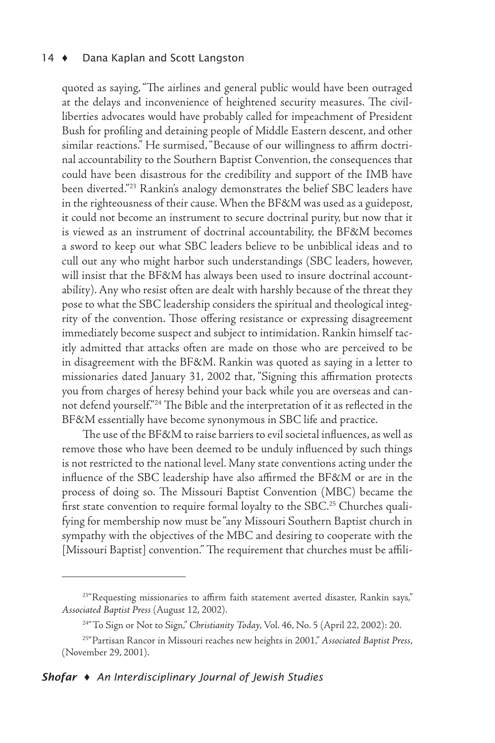quoted as saying, "The airlines and general public would have been outraged at the delays and inconvenience of heightened security measures. The civil-liberties advocates would have probably called for impeachment of President Bush for profiling and detaining people of Middle Eastern descent, and other similar reactions." He surmised, "Because of our willingness to affirm doctrinal accountability to the Southern Baptist Convention, the consequences that could have been disastrous for the credibility and support of the IMB have been diverted."[23] Rankin's analogy demonstrates the belief SBC leaders have in the righteousness of their cause. When the BF&M was used as a guidepost, it could not become an instrument to secure doctrinal purity, but now that it is viewed as an instrument of doctrinal accountability, the BF&M becomes a sword to keep out what SBC leaders believe to be unbiblical ideas and to cull out any who might harbor such understandings (SBC leaders, however, will insist that the BF&M has always been used to insure doctrinal accountability). Any who resist often are dealt with harshly because of the threat they pose to what the SBC leadership considers the spiritual and theological integrity of the convention. Those offering resistance or expressing disagreement immediately become suspect and subject to intimidation. Rankin himself tacitly admitted that attacks often are made on those who are perceived to be in disagreement with the BF&M. Rankin was quoted as saying in a letter to missionaries dated January 31, 2002 that, "Signing this affirmation protects you from charges of heresy behind your back while you are overseas and cannot defend yourself."[24] The Bible and the interpretation of it as reflected in the BF&M essentially have become synonymous in SBC life and practice.

The use of the BF&M to raise barriers to evil societal influences, as well as remove those who have been deemed to be unduly influenced by such things is not restricted to the national level. Many state conventions acting under the influence of the SBC leadership have also affirmed the BF&M or are in the process of doing so. The Missouri Baptist Convention (MBC) became the first state convention to require formal loyalty to the SBC.[25] Churches qualifying for membership now must be "any Missouri Southern Baptist church in sympathy with the objectives of the MBC and desiring to cooperate with the [Missouri Baptist] convention." The requirement that churches must be affili-

---

[23] "Requesting missionaries to affirm faith statement averted disaster, Rankin says," *Associated Baptist Press* (August 12, 2002).

[24] "To Sign or Not to Sign," *Christianity Today*, Vol. 46, No. 5 (April 22, 2002): 20.

[25] "Partisan Rancor in Missouri reaches new heights in 2001," *Associated Baptist Press*, (November 29, 2001).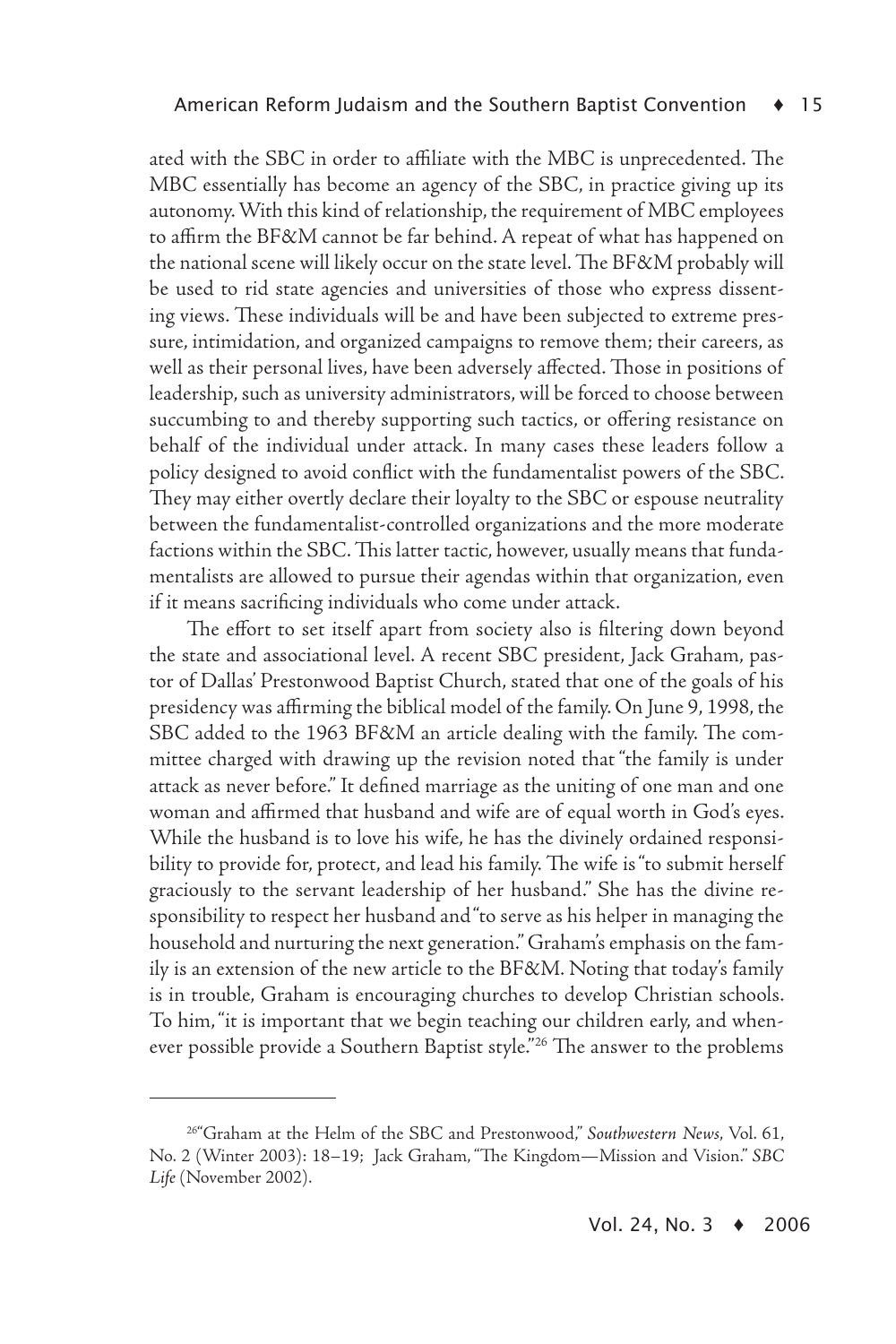ated with the SBC in order to affiliate with the MBC is unprecedented. The MBC essentially has become an agency of the SBC, in practice giving up its autonomy. With this kind of relationship, the requirement of MBC employees to affirm the BF&M cannot be far behind. A repeat of what has happened on the national scene will likely occur on the state level. The BF&M probably will be used to rid state agencies and universities of those who express dissenting views. These individuals will be and have been subjected to extreme pressure, intimidation, and organized campaigns to remove them; their careers, as well as their personal lives, have been adversely affected. Those in positions of leadership, such as university administrators, will be forced to choose between succumbing to and thereby supporting such tactics, or offering resistance on behalf of the individual under attack. In many cases these leaders follow a policy designed to avoid conflict with the fundamentalist powers of the SBC. They may either overtly declare their loyalty to the SBC or espouse neutrality between the fundamentalist-controlled organizations and the more moderate factions within the SBC. This latter tactic, however, usually means that fundamentalists are allowed to pursue their agendas within that organization, even if it means sacrificing individuals who come under attack.

The effort to set itself apart from society also is filtering down beyond the state and associational level. A recent SBC president, Jack Graham, pastor of Dallas' Prestonwood Baptist Church, stated that one of the goals of his presidency was affirming the biblical model of the family. On June 9, 1998, the SBC added to the 1963 BF&M an article dealing with the family. The committee charged with drawing up the revision noted that "the family is under attack as never before." It defined marriage as the uniting of one man and one woman and affirmed that husband and wife are of equal worth in God's eyes. While the husband is to love his wife, he has the divinely ordained responsibility to provide for, protect, and lead his family. The wife is "to submit herself graciously to the servant leadership of her husband." She has the divine responsibility to respect her husband and "to serve as his helper in managing the household and nurturing the next generation." Graham's emphasis on the family is an extension of the new article to the BF&M. Noting that today's family is in trouble, Graham is encouraging churches to develop Christian schools. To him, "it is important that we begin teaching our children early, and whenever possible provide a Southern Baptist style."[26] The answer to the problems

[26] "Graham at the Helm of the SBC and Prestonwood," *Southwestern News*, Vol. 61, No. 2 (Winter 2003): 18–19; Jack Graham, "The Kingdom—Mission and Vision." *SBC Life* (November 2002).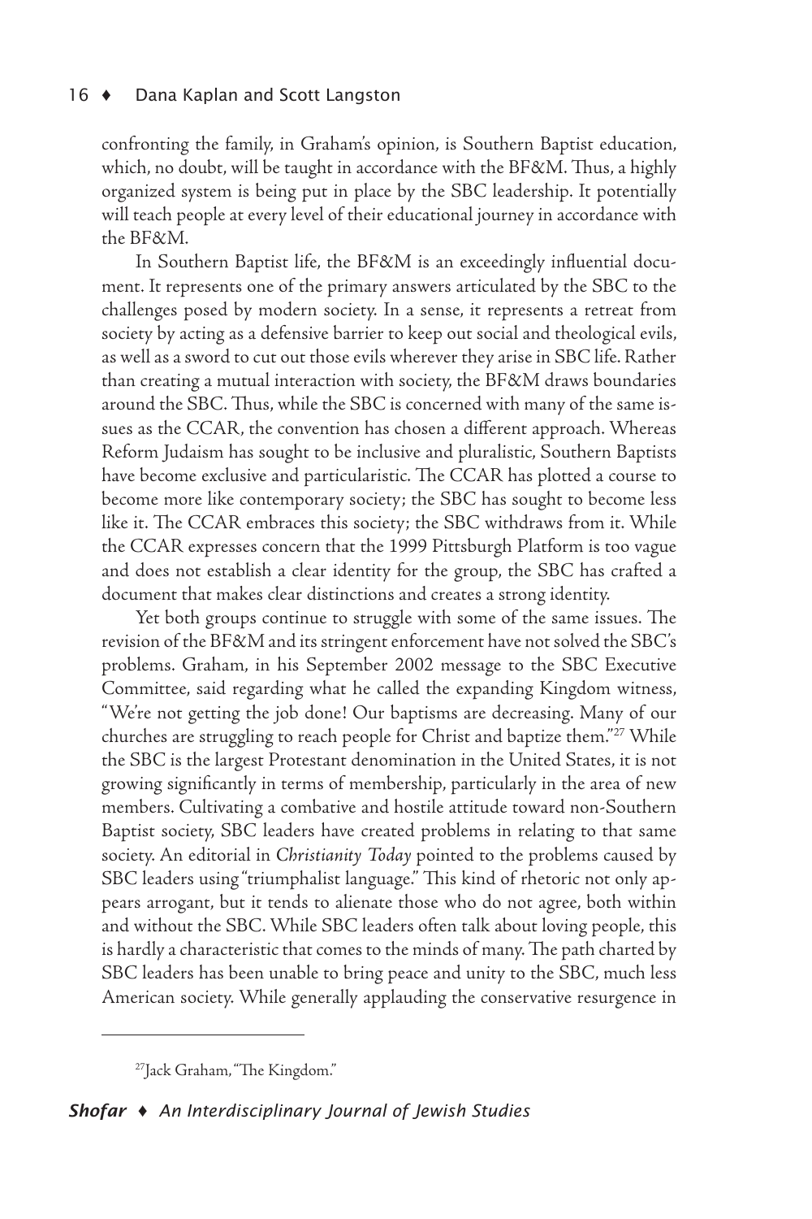confronting the family, in Graham's opinion, is Southern Baptist education, which, no doubt, will be taught in accordance with the BF&M. Thus, a highly organized system is being put in place by the SBC leadership. It potentially will teach people at every level of their educational journey in accordance with the BF&M.

In Southern Baptist life, the BF&M is an exceedingly influential document. It represents one of the primary answers articulated by the SBC to the challenges posed by modern society. In a sense, it represents a retreat from society by acting as a defensive barrier to keep out social and theological evils, as well as a sword to cut out those evils wherever they arise in SBC life. Rather than creating a mutual interaction with society, the BF&M draws boundaries around the SBC. Thus, while the SBC is concerned with many of the same issues as the CCAR, the convention has chosen a different approach. Whereas Reform Judaism has sought to be inclusive and pluralistic, Southern Baptists have become exclusive and particularistic. The CCAR has plotted a course to become more like contemporary society; the SBC has sought to become less like it. The CCAR embraces this society; the SBC withdraws from it. While the CCAR expresses concern that the 1999 Pittsburgh Platform is too vague and does not establish a clear identity for the group, the SBC has crafted a document that makes clear distinctions and creates a strong identity.

Yet both groups continue to struggle with some of the same issues. The revision of the BF&M and its stringent enforcement have not solved the SBC's problems. Graham, in his September 2002 message to the SBC Executive Committee, said regarding what he called the expanding Kingdom witness, "We're not getting the job done! Our baptisms are decreasing. Many of our churches are struggling to reach people for Christ and baptize them."[27] While the SBC is the largest Protestant denomination in the United States, it is not growing significantly in terms of membership, particularly in the area of new members. Cultivating a combative and hostile attitude toward non-Southern Baptist society, SBC leaders have created problems in relating to that same society. An editorial in *Christianity Today* pointed to the problems caused by SBC leaders using "triumphalist language." This kind of rhetoric not only appears arrogant, but it tends to alienate those who do not agree, both within and without the SBC. While SBC leaders often talk about loving people, this is hardly a characteristic that comes to the minds of many. The path charted by SBC leaders has been unable to bring peace and unity to the SBC, much less American society. While generally applauding the conservative resurgence in

---

[27]Jack Graham, "The Kingdom."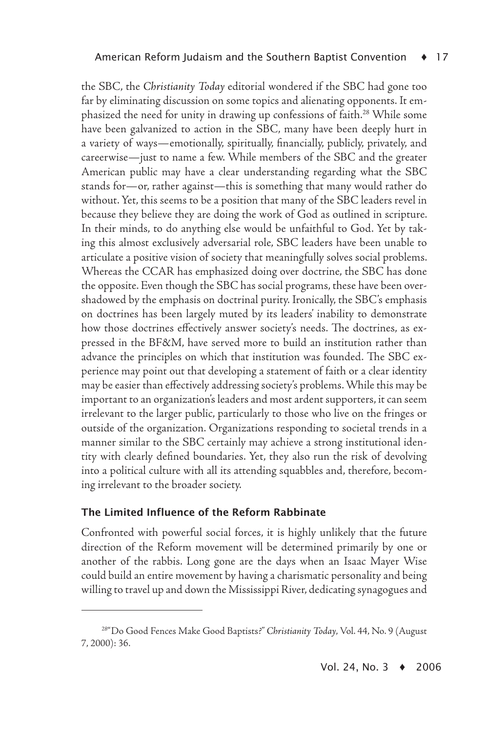the SBC, the *Christianity Today* editorial wondered if the SBC had gone too far by eliminating discussion on some topics and alienating opponents. It emphasized the need for unity in drawing up confessions of faith.[28] While some have been galvanized to action in the SBC, many have been deeply hurt in a variety of ways—emotionally, spiritually, financially, publicly, privately, and careerwise—just to name a few. While members of the SBC and the greater American public may have a clear understanding regarding what the SBC stands for—or, rather against—this is something that many would rather do without. Yet, this seems to be a position that many of the SBC leaders revel in because they believe they are doing the work of God as outlined in scripture. In their minds, to do anything else would be unfaithful to God. Yet by taking this almost exclusively adversarial role, SBC leaders have been unable to articulate a positive vision of society that meaningfully solves social problems. Whereas the CCAR has emphasized doing over doctrine, the SBC has done the opposite. Even though the SBC has social programs, these have been overshadowed by the emphasis on doctrinal purity. Ironically, the SBC's emphasis on doctrines has been largely muted by its leaders' inability to demonstrate how those doctrines effectively answer society's needs. The doctrines, as expressed in the BF&M, have served more to build an institution rather than advance the principles on which that institution was founded. The SBC experience may point out that developing a statement of faith or a clear identity may be easier than effectively addressing society's problems. While this may be important to an organization's leaders and most ardent supporters, it can seem irrelevant to the larger public, particularly to those who live on the fringes or outside of the organization. Organizations responding to societal trends in a manner similar to the SBC certainly may achieve a strong institutional identity with clearly defined boundaries. Yet, they also run the risk of devolving into a political culture with all its attending squabbles and, therefore, becoming irrelevant to the broader society.

### The Limited Influence of the Reform Rabbinate

Confronted with powerful social forces, it is highly unlikely that the future direction of the Reform movement will be determined primarily by one or another of the rabbis. Long gone are the days when an Isaac Mayer Wise could build an entire movement by having a charismatic personality and being willing to travel up and down the Mississippi River, dedicating synagogues and

---

[28] "Do Good Fences Make Good Baptists?" *Christianity Today*, Vol. 44, No. 9 (August 7, 2000): 36.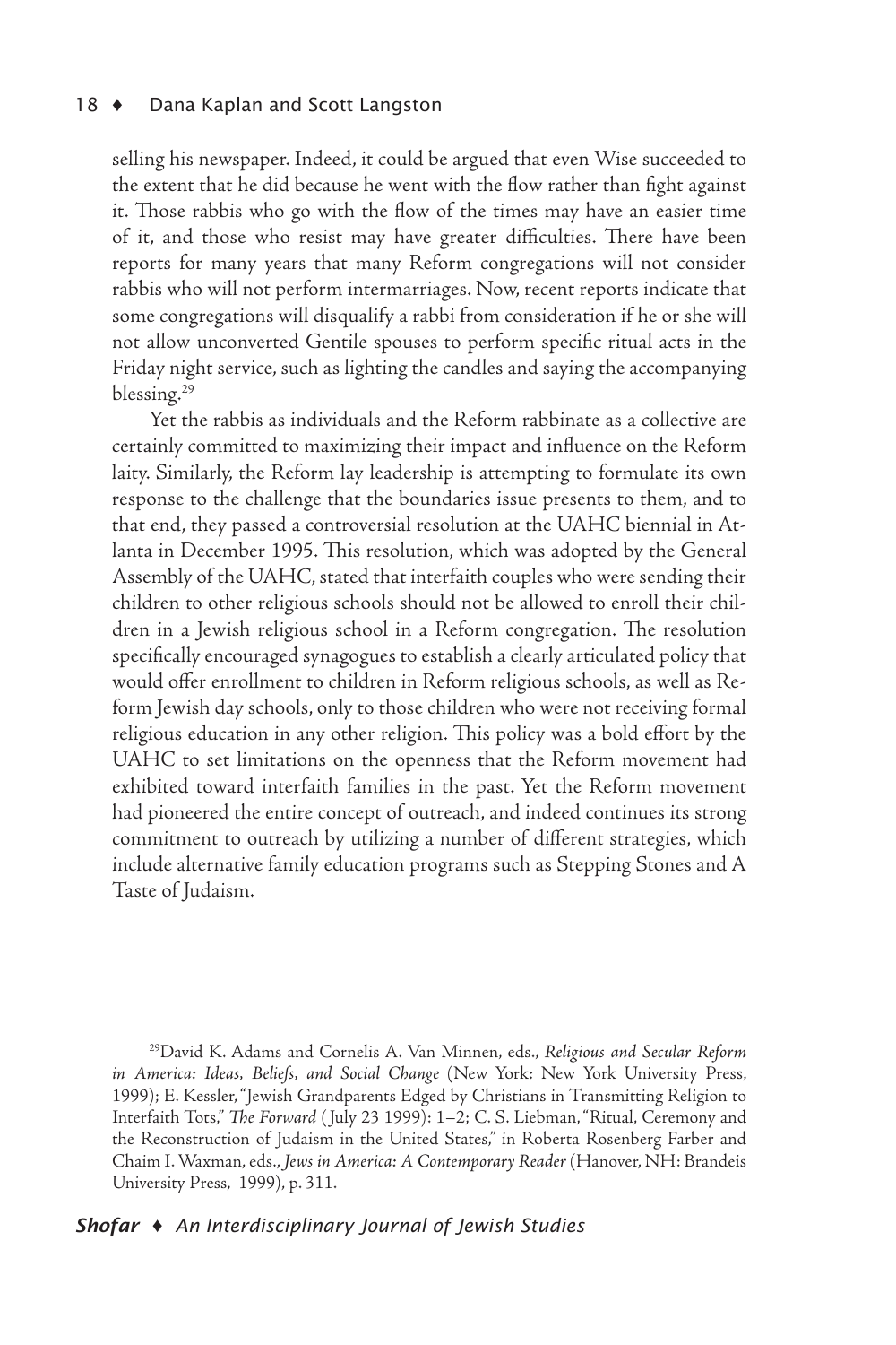selling his newspaper. Indeed, it could be argued that even Wise succeeded to the extent that he did because he went with the flow rather than fight against it. Those rabbis who go with the flow of the times may have an easier time of it, and those who resist may have greater difficulties. There have been reports for many years that many Reform congregations will not consider rabbis who will not perform intermarriages. Now, recent reports indicate that some congregations will disqualify a rabbi from consideration if he or she will not allow unconverted Gentile spouses to perform specific ritual acts in the Friday night service, such as lighting the candles and saying the accompanying blessing.[29]

Yet the rabbis as individuals and the Reform rabbinate as a collective are certainly committed to maximizing their impact and influence on the Reform laity. Similarly, the Reform lay leadership is attempting to formulate its own response to the challenge that the boundaries issue presents to them, and to that end, they passed a controversial resolution at the UAHC biennial in Atlanta in December 1995. This resolution, which was adopted by the General Assembly of the UAHC, stated that interfaith couples who were sending their children to other religious schools should not be allowed to enroll their children in a Jewish religious school in a Reform congregation. The resolution specifically encouraged synagogues to establish a clearly articulated policy that would offer enrollment to children in Reform religious schools, as well as Reform Jewish day schools, only to those children who were not receiving formal religious education in any other religion. This policy was a bold effort by the UAHC to set limitations on the openness that the Reform movement had exhibited toward interfaith families in the past. Yet the Reform movement had pioneered the entire concept of outreach, and indeed continues its strong commitment to outreach by utilizing a number of different strategies, which include alternative family education programs such as Stepping Stones and A Taste of Judaism.

---

[29]David K. Adams and Cornelis A. Van Minnen, eds., *Religious and Secular Reform in America: Ideas, Beliefs, and Social Change* (New York: New York University Press, 1999); E. Kessler, "Jewish Grandparents Edged by Christians in Transmitting Religion to Interfaith Tots," *The Forward* (July 23 1999): 1–2; C. S. Liebman, "Ritual, Ceremony and the Reconstruction of Judaism in the United States," in Roberta Rosenberg Farber and Chaim I. Waxman, eds., *Jews in America: A Contemporary Reader* (Hanover, NH: Brandeis University Press, 1999), p. 311.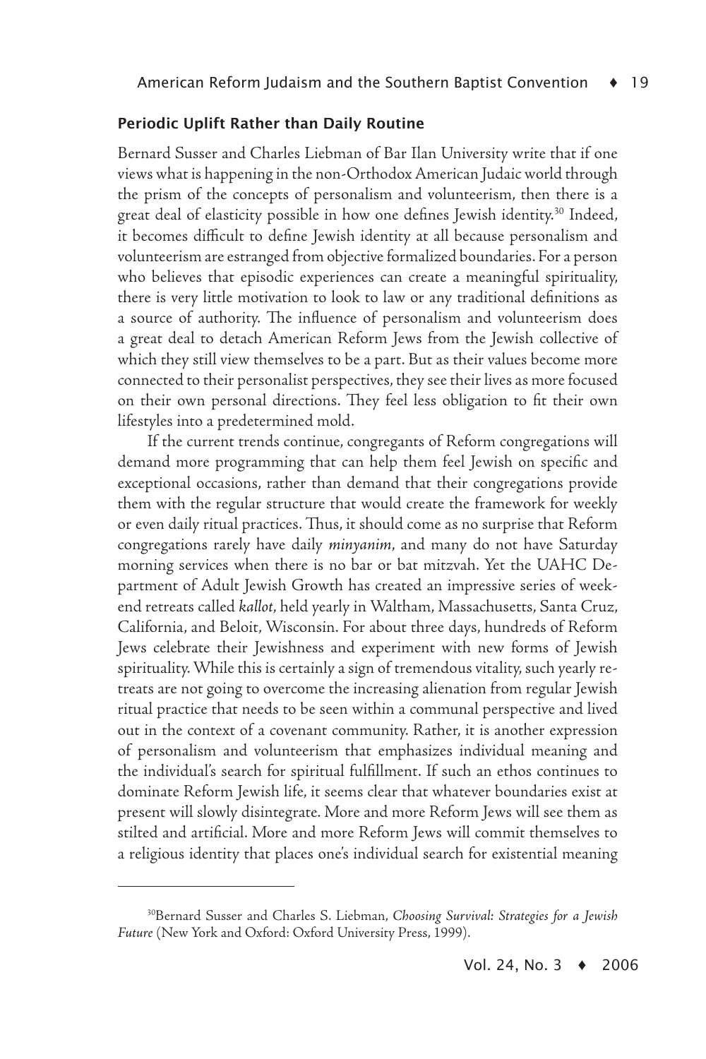### Periodic Uplift Rather than Daily Routine

Bernard Susser and Charles Liebman of Bar Ilan University write that if one views what is happening in the non-Orthodox American Judaic world through the prism of the concepts of personalism and volunteerism, then there is a great deal of elasticity possible in how one defines Jewish identity.[30] Indeed, it becomes difficult to define Jewish identity at all because personalism and volunteerism are estranged from objective formalized boundaries. For a person who believes that episodic experiences can create a meaningful spirituality, there is very little motivation to look to law or any traditional definitions as a source of authority. The influence of personalism and volunteerism does a great deal to detach American Reform Jews from the Jewish collective of which they still view themselves to be a part. But as their values become more connected to their personalist perspectives, they see their lives as more focused on their own personal directions. They feel less obligation to fit their own lifestyles into a predetermined mold.

If the current trends continue, congregants of Reform congregations will demand more programming that can help them feel Jewish on specific and exceptional occasions, rather than demand that their congregations provide them with the regular structure that would create the framework for weekly or even daily ritual practices. Thus, it should come as no surprise that Reform congregations rarely have daily *minyanim*, and many do not have Saturday morning services when there is no bar or bat mitzvah. Yet the UAHC Department of Adult Jewish Growth has created an impressive series of weekend retreats called *kallot*, held yearly in Waltham, Massachusetts, Santa Cruz, California, and Beloit, Wisconsin. For about three days, hundreds of Reform Jews celebrate their Jewishness and experiment with new forms of Jewish spirituality. While this is certainly a sign of tremendous vitality, such yearly retreats are not going to overcome the increasing alienation from regular Jewish ritual practice that needs to be seen within a communal perspective and lived out in the context of a covenant community. Rather, it is another expression of personalism and volunteerism that emphasizes individual meaning and the individual's search for spiritual fulfillment. If such an ethos continues to dominate Reform Jewish life, it seems clear that whatever boundaries exist at present will slowly disintegrate. More and more Reform Jews will see them as stilted and artificial. More and more Reform Jews will commit themselves to a religious identity that places one's individual search for existential meaning

---

[30] Bernard Susser and Charles S. Liebman, *Choosing Survival: Strategies for a Jewish Future* (New York and Oxford: Oxford University Press, 1999).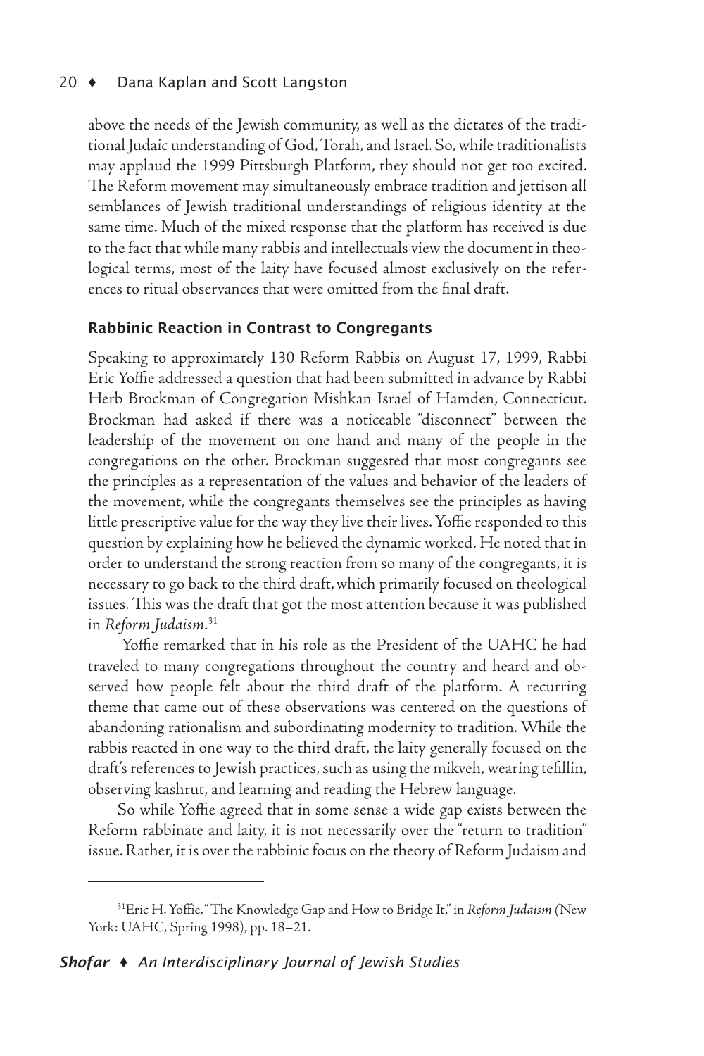above the needs of the Jewish community, as well as the dictates of the traditional Judaic understanding of God, Torah, and Israel. So, while traditionalists may applaud the 1999 Pittsburgh Platform, they should not get too excited. The Reform movement may simultaneously embrace tradition and jettison all semblances of Jewish traditional understandings of religious identity at the same time. Much of the mixed response that the platform has received is due to the fact that while many rabbis and intellectuals view the document in theological terms, most of the laity have focused almost exclusively on the references to ritual observances that were omitted from the final draft.

### Rabbinic Reaction in Contrast to Congregants

Speaking to approximately 130 Reform Rabbis on August 17, 1999, Rabbi Eric Yoffie addressed a question that had been submitted in advance by Rabbi Herb Brockman of Congregation Mishkan Israel of Hamden, Connecticut. Brockman had asked if there was a noticeable "disconnect" between the leadership of the movement on one hand and many of the people in the congregations on the other. Brockman suggested that most congregants see the principles as a representation of the values and behavior of the leaders of the movement, while the congregants themselves see the principles as having little prescriptive value for the way they live their lives. Yoffie responded to this question by explaining how he believed the dynamic worked. He noted that in order to understand the strong reaction from so many of the congregants, it is necessary to go back to the third draft, which primarily focused on theological issues. This was the draft that got the most attention because it was published in *Reform Judaism*.[31]

Yoffie remarked that in his role as the President of the UAHC he had traveled to many congregations throughout the country and heard and observed how people felt about the third draft of the platform. A recurring theme that came out of these observations was centered on the questions of abandoning rationalism and subordinating modernity to tradition. While the rabbis reacted in one way to the third draft, the laity generally focused on the draft's references to Jewish practices, such as using the mikveh, wearing tefillin, observing kashrut, and learning and reading the Hebrew language.

So while Yoffie agreed that in some sense a wide gap exists between the Reform rabbinate and laity, it is not necessarily over the "return to tradition" issue. Rather, it is over the rabbinic focus on the theory of Reform Judaism and

---

[31] Eric H. Yoffie, "The Knowledge Gap and How to Bridge It," in *Reform Judaism* (New York: UAHC, Spring 1998), pp. 18–21.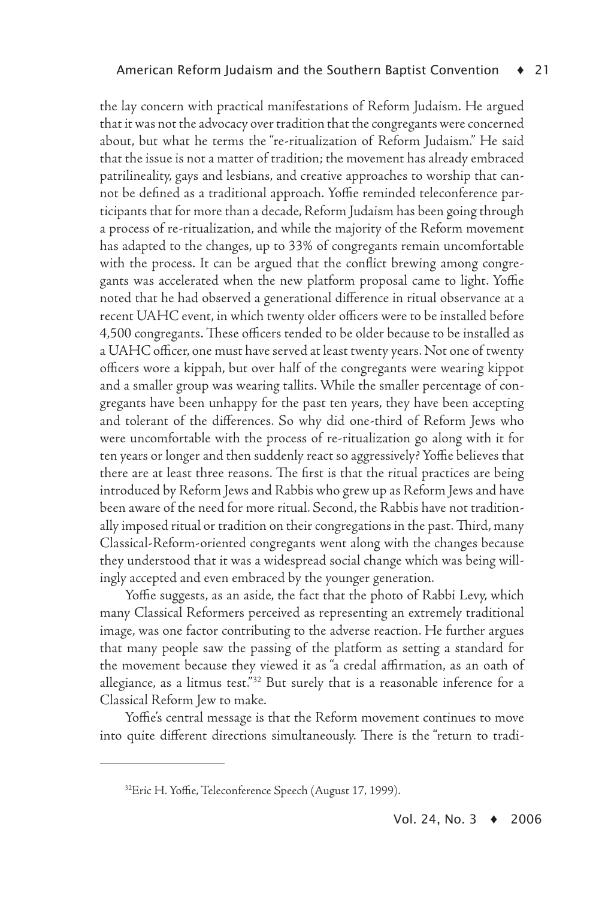the lay concern with practical manifestations of Reform Judaism. He argued that it was not the advocacy over tradition that the congregants were concerned about, but what he terms the "re-ritualization of Reform Judaism." He said that the issue is not a matter of tradition; the movement has already embraced patrilineality, gays and lesbians, and creative approaches to worship that cannot be defined as a traditional approach. Yoffie reminded teleconference participants that for more than a decade, Reform Judaism has been going through a process of re-ritualization, and while the majority of the Reform movement has adapted to the changes, up to 33% of congregants remain uncomfortable with the process. It can be argued that the conflict brewing among congregants was accelerated when the new platform proposal came to light. Yoffie noted that he had observed a generational difference in ritual observance at a recent UAHC event, in which twenty older officers were to be installed before 4,500 congregants. These officers tended to be older because to be installed as a UAHC officer, one must have served at least twenty years. Not one of twenty officers wore a kippah, but over half of the congregants were wearing kippot and a smaller group was wearing tallits. While the smaller percentage of congregants have been unhappy for the past ten years, they have been accepting and tolerant of the differences. So why did one-third of Reform Jews who were uncomfortable with the process of re-ritualization go along with it for ten years or longer and then suddenly react so aggressively? Yoffie believes that there are at least three reasons. The first is that the ritual practices are being introduced by Reform Jews and Rabbis who grew up as Reform Jews and have been aware of the need for more ritual. Second, the Rabbis have not traditionally imposed ritual or tradition on their congregations in the past. Third, many Classical-Reform-oriented congregants went along with the changes because they understood that it was a widespread social change which was being willingly accepted and even embraced by the younger generation.

Yoffie suggests, as an aside, the fact that the photo of Rabbi Levy, which many Classical Reformers perceived as representing an extremely traditional image, was one factor contributing to the adverse reaction. He further argues that many people saw the passing of the platform as setting a standard for the movement because they viewed it as "a credal affirmation, as an oath of allegiance, as a litmus test."[32] But surely that is a reasonable inference for a Classical Reform Jew to make.

Yoffie's central message is that the Reform movement continues to move into quite different directions simultaneously. There is the "return to tradi-

[32]Eric H. Yoffie, Teleconference Speech (August 17, 1999).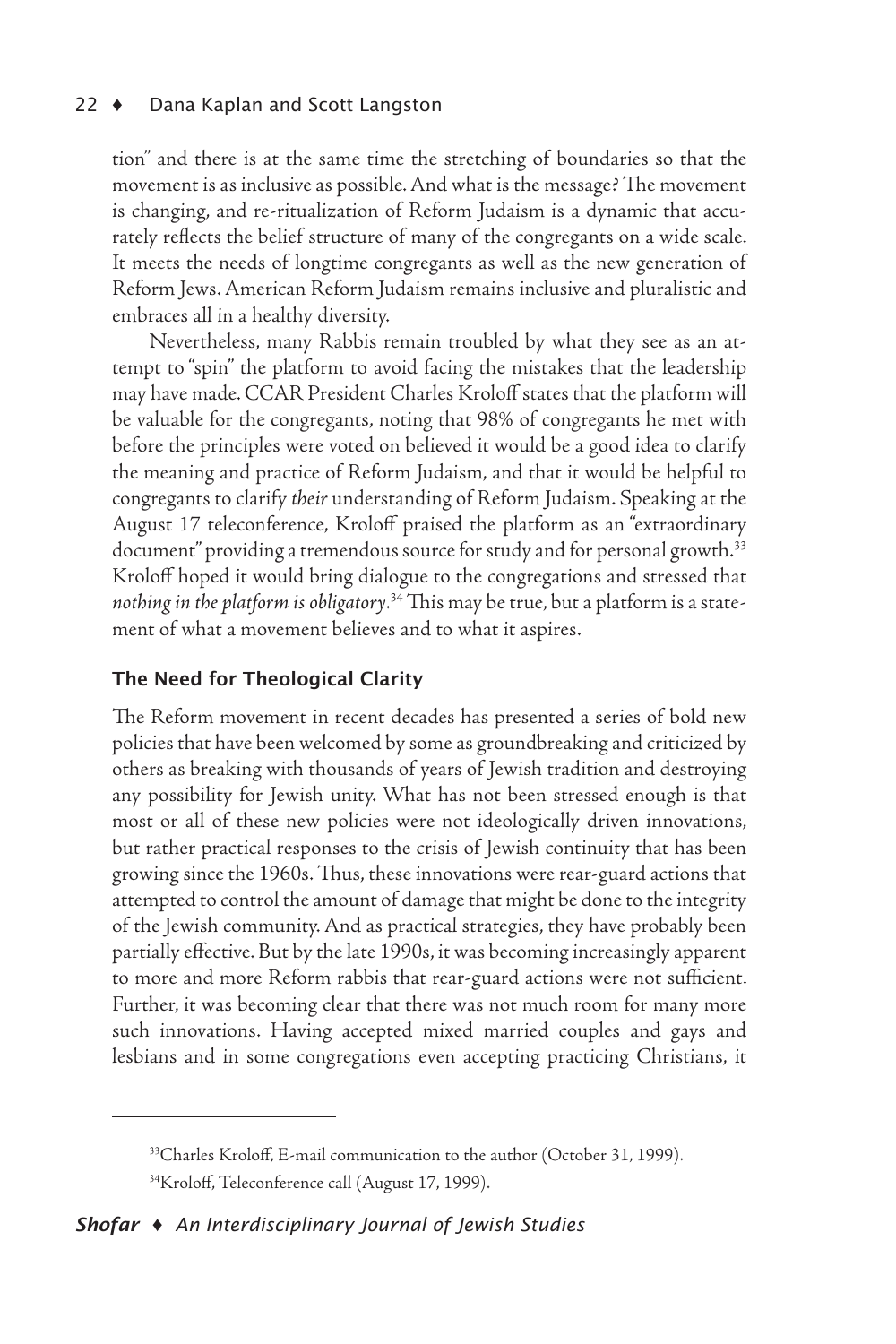tion" and there is at the same time the stretching of boundaries so that the movement is as inclusive as possible. And what is the message? The movement is changing, and re-ritualization of Reform Judaism is a dynamic that accurately reflects the belief structure of many of the congregants on a wide scale. It meets the needs of longtime congregants as well as the new generation of Reform Jews. American Reform Judaism remains inclusive and pluralistic and embraces all in a healthy diversity.

Nevertheless, many Rabbis remain troubled by what they see as an attempt to "spin" the platform to avoid facing the mistakes that the leadership may have made. CCAR President Charles Kroloff states that the platform will be valuable for the congregants, noting that 98% of congregants he met with before the principles were voted on believed it would be a good idea to clarify the meaning and practice of Reform Judaism, and that it would be helpful to congregants to clarify *their* understanding of Reform Judaism. Speaking at the August 17 teleconference, Kroloff praised the platform as an "extraordinary document" providing a tremendous source for study and for personal growth.[33] Kroloff hoped it would bring dialogue to the congregations and stressed that *nothing in the platform is obligatory*.[34] This may be true, but a platform is a statement of what a movement believes and to what it aspires.

## The Need for Theological Clarity

The Reform movement in recent decades has presented a series of bold new policies that have been welcomed by some as groundbreaking and criticized by others as breaking with thousands of years of Jewish tradition and destroying any possibility for Jewish unity. What has not been stressed enough is that most or all of these new policies were not ideologically driven innovations, but rather practical responses to the crisis of Jewish continuity that has been growing since the 1960s. Thus, these innovations were rear-guard actions that attempted to control the amount of damage that might be done to the integrity of the Jewish community. And as practical strategies, they have probably been partially effective. But by the late 1990s, it was becoming increasingly apparent to more and more Reform rabbis that rear-guard actions were not sufficient. Further, it was becoming clear that there was not much room for many more such innovations. Having accepted mixed married couples and gays and lesbians and in some congregations even accepting practicing Christians, it

---

[33]Charles Kroloff, E-mail communication to the author (October 31, 1999).

[34]Kroloff, Teleconference call (August 17, 1999).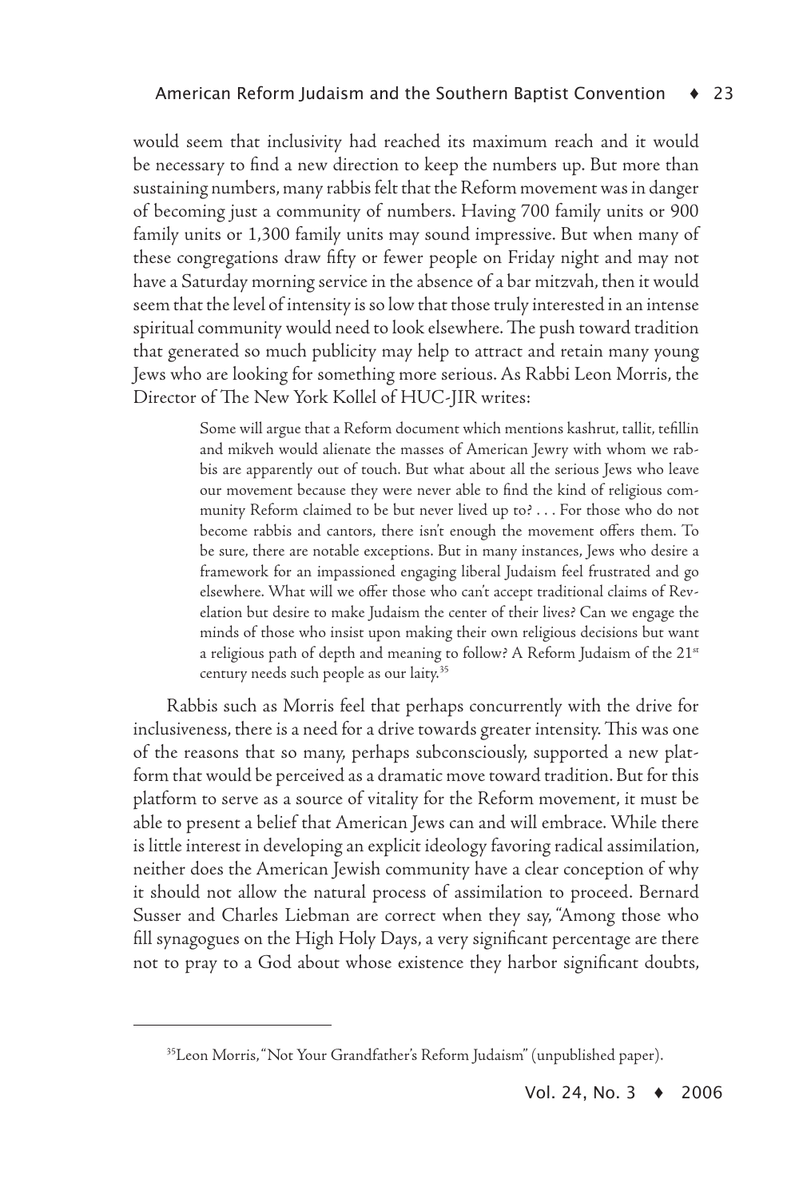would seem that inclusivity had reached its maximum reach and it would be necessary to find a new direction to keep the numbers up. But more than sustaining numbers, many rabbis felt that the Reform movement was in danger of becoming just a community of numbers. Having 700 family units or 900 family units or 1,300 family units may sound impressive. But when many of these congregations draw fifty or fewer people on Friday night and may not have a Saturday morning service in the absence of a bar mitzvah, then it would seem that the level of intensity is so low that those truly interested in an intense spiritual community would need to look elsewhere. The push toward tradition that generated so much publicity may help to attract and retain many young Jews who are looking for something more serious. As Rabbi Leon Morris, the Director of The New York Kollel of HUC-JIR writes:

> Some will argue that a Reform document which mentions kashrut, tallit, tefillin and mikveh would alienate the masses of American Jewry with whom we rabbis are apparently out of touch. But what about all the serious Jews who leave our movement because they were never able to find the kind of religious community Reform claimed to be but never lived up to? . . . For those who do not become rabbis and cantors, there isn't enough the movement offers them. To be sure, there are notable exceptions. But in many instances, Jews who desire a framework for an impassioned engaging liberal Judaism feel frustrated and go elsewhere. What will we offer those who can't accept traditional claims of Revelation but desire to make Judaism the center of their lives? Can we engage the minds of those who insist upon making their own religious decisions but want a religious path of depth and meaning to follow? A Reform Judaism of the 21st century needs such people as our laity.[35]

Rabbis such as Morris feel that perhaps concurrently with the drive for inclusiveness, there is a need for a drive towards greater intensity. This was one of the reasons that so many, perhaps subconsciously, supported a new platform that would be perceived as a dramatic move toward tradition. But for this platform to serve as a source of vitality for the Reform movement, it must be able to present a belief that American Jews can and will embrace. While there is little interest in developing an explicit ideology favoring radical assimilation, neither does the American Jewish community have a clear conception of why it should not allow the natural process of assimilation to proceed. Bernard Susser and Charles Liebman are correct when they say, "Among those who fill synagogues on the High Holy Days, a very significant percentage are there not to pray to a God about whose existence they harbor significant doubts,

[35] Leon Morris, "Not Your Grandfather's Reform Judaism" (unpublished paper).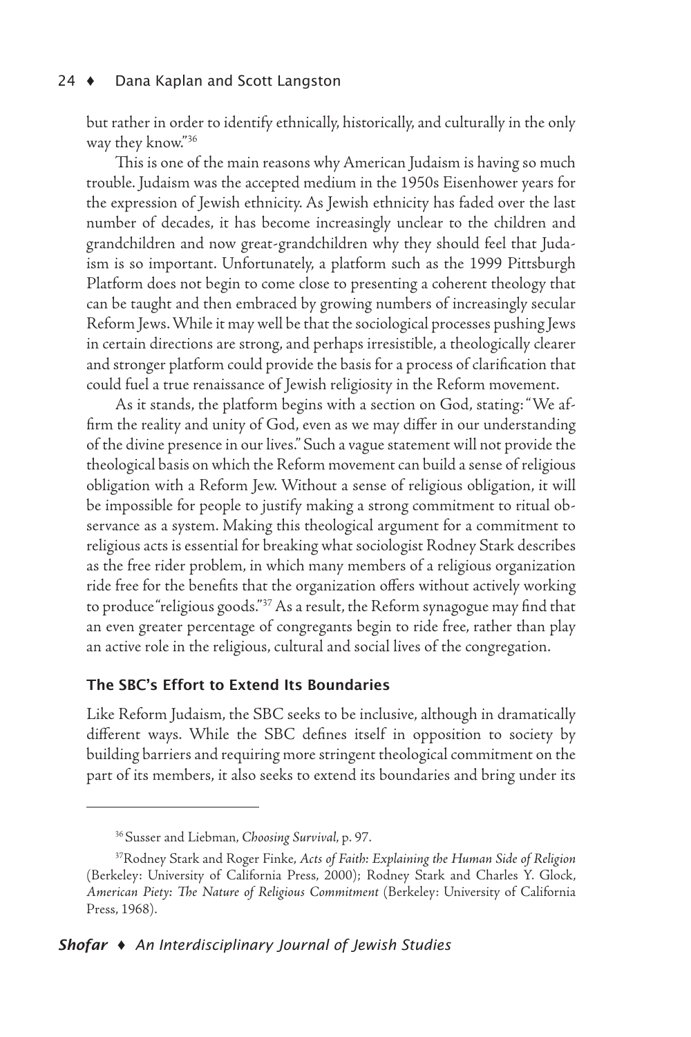but rather in order to identify ethnically, historically, and culturally in the only way they know."[36]

This is one of the main reasons why American Judaism is having so much trouble. Judaism was the accepted medium in the 1950s Eisenhower years for the expression of Jewish ethnicity. As Jewish ethnicity has faded over the last number of decades, it has become increasingly unclear to the children and grandchildren and now great-grandchildren why they should feel that Judaism is so important. Unfortunately, a platform such as the 1999 Pittsburgh Platform does not begin to come close to presenting a coherent theology that can be taught and then embraced by growing numbers of increasingly secular Reform Jews. While it may well be that the sociological processes pushing Jews in certain directions are strong, and perhaps irresistible, a theologically clearer and stronger platform could provide the basis for a process of clarification that could fuel a true renaissance of Jewish religiosity in the Reform movement.

As it stands, the platform begins with a section on God, stating: "We affirm the reality and unity of God, even as we may differ in our understanding of the divine presence in our lives." Such a vague statement will not provide the theological basis on which the Reform movement can build a sense of religious obligation with a Reform Jew. Without a sense of religious obligation, it will be impossible for people to justify making a strong commitment to ritual observance as a system. Making this theological argument for a commitment to religious acts is essential for breaking what sociologist Rodney Stark describes as the free rider problem, in which many members of a religious organization ride free for the benefits that the organization offers without actively working to produce "religious goods."[37] As a result, the Reform synagogue may find that an even greater percentage of congregants begin to ride free, rather than play an active role in the religious, cultural and social lives of the congregation.

### The SBC's Effort to Extend Its Boundaries

Like Reform Judaism, the SBC seeks to be inclusive, although in dramatically different ways. While the SBC defines itself in opposition to society by building barriers and requiring more stringent theological commitment on the part of its members, it also seeks to extend its boundaries and bring under its

---

[36] Susser and Liebman, *Choosing Survival*, p. 97.

[37] Rodney Stark and Roger Finke, *Acts of Faith: Explaining the Human Side of Religion* (Berkeley: University of California Press, 2000); Rodney Stark and Charles Y. Glock, *American Piety: The Nature of Religious Commitment* (Berkeley: University of California Press, 1968).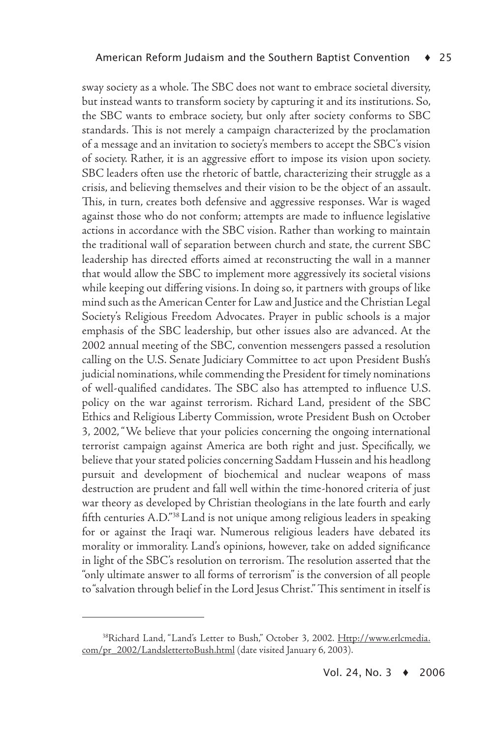sway society as a whole. The SBC does not want to embrace societal diversity, but instead wants to transform society by capturing it and its institutions. So, the SBC wants to embrace society, but only after society conforms to SBC standards. This is not merely a campaign characterized by the proclamation of a message and an invitation to society's members to accept the SBC's vision of society. Rather, it is an aggressive effort to impose its vision upon society. SBC leaders often use the rhetoric of battle, characterizing their struggle as a crisis, and believing themselves and their vision to be the object of an assault. This, in turn, creates both defensive and aggressive responses. War is waged against those who do not conform; attempts are made to influence legislative actions in accordance with the SBC vision. Rather than working to maintain the traditional wall of separation between church and state, the current SBC leadership has directed efforts aimed at reconstructing the wall in a manner that would allow the SBC to implement more aggressively its societal visions while keeping out differing visions. In doing so, it partners with groups of like mind such as the American Center for Law and Justice and the Christian Legal Society's Religious Freedom Advocates. Prayer in public schools is a major emphasis of the SBC leadership, but other issues also are advanced. At the 2002 annual meeting of the SBC, convention messengers passed a resolution calling on the U.S. Senate Judiciary Committee to act upon President Bush's judicial nominations, while commending the President for timely nominations of well-qualified candidates. The SBC also has attempted to influence U.S. policy on the war against terrorism. Richard Land, president of the SBC Ethics and Religious Liberty Commission, wrote President Bush on October 3, 2002, "We believe that your policies concerning the ongoing international terrorist campaign against America are both right and just. Specifically, we believe that your stated policies concerning Saddam Hussein and his headlong pursuit and development of biochemical and nuclear weapons of mass destruction are prudent and fall well within the time-honored criteria of just war theory as developed by Christian theologians in the late fourth and early fifth centuries A.D."[38] Land is not unique among religious leaders in speaking for or against the Iraqi war. Numerous religious leaders have debated its morality or immorality. Land's opinions, however, take on added significance in light of the SBC's resolution on terrorism. The resolution asserted that the "only ultimate answer to all forms of terrorism" is the conversion of all people to "salvation through belief in the Lord Jesus Christ." This sentiment in itself is

---

[38]Richard Land, "Land's Letter to Bush," October 3, 2002. Http://www.erlcmedia.com/pr_2002/LandslettertoBush.html (date visited January 6, 2003).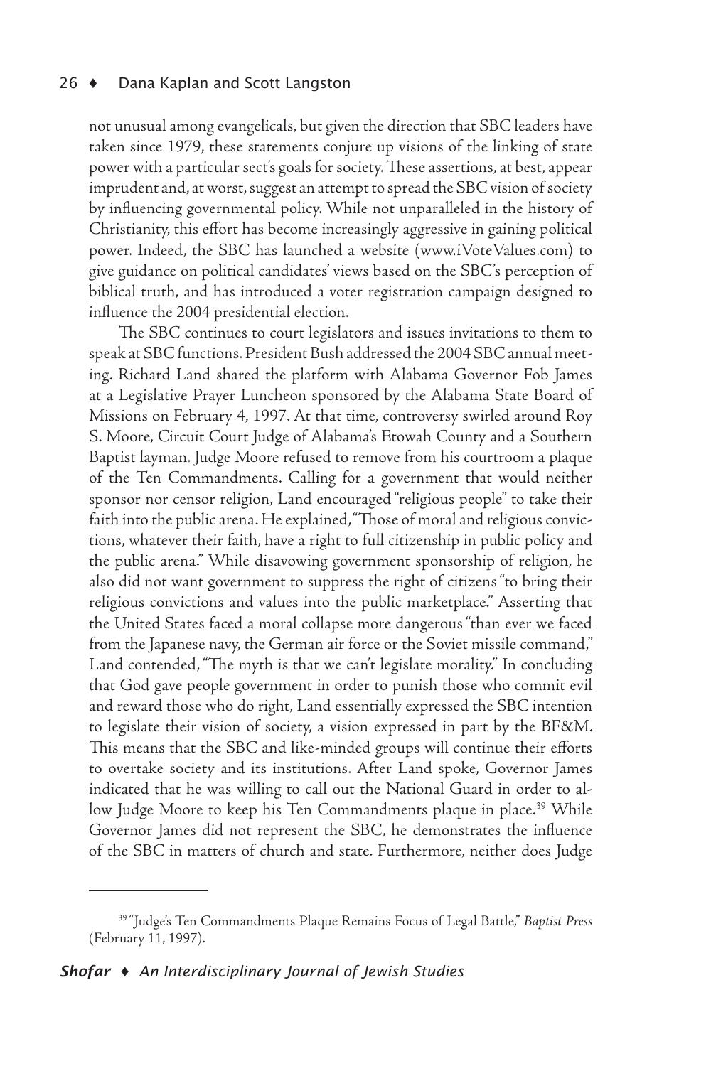not unusual among evangelicals, but given the direction that SBC leaders have taken since 1979, these statements conjure up visions of the linking of state power with a particular sect's goals for society. These assertions, at best, appear imprudent and, at worst, suggest an attempt to spread the SBC vision of society by influencing governmental policy. While not unparalleled in the history of Christianity, this effort has become increasingly aggressive in gaining political power. Indeed, the SBC has launched a website (www.iVoteValues.com) to give guidance on political candidates' views based on the SBC's perception of biblical truth, and has introduced a voter registration campaign designed to influence the 2004 presidential election.

The SBC continues to court legislators and issues invitations to them to speak at SBC functions. President Bush addressed the 2004 SBC annual meeting. Richard Land shared the platform with Alabama Governor Fob James at a Legislative Prayer Luncheon sponsored by the Alabama State Board of Missions on February 4, 1997. At that time, controversy swirled around Roy S. Moore, Circuit Court Judge of Alabama's Etowah County and a Southern Baptist layman. Judge Moore refused to remove from his courtroom a plaque of the Ten Commandments. Calling for a government that would neither sponsor nor censor religion, Land encouraged "religious people" to take their faith into the public arena. He explained, "Those of moral and religious convictions, whatever their faith, have a right to full citizenship in public policy and the public arena." While disavowing government sponsorship of religion, he also did not want government to suppress the right of citizens "to bring their religious convictions and values into the public marketplace." Asserting that the United States faced a moral collapse more dangerous "than ever we faced from the Japanese navy, the German air force or the Soviet missile command," Land contended, "The myth is that we can't legislate morality." In concluding that God gave people government in order to punish those who commit evil and reward those who do right, Land essentially expressed the SBC intention to legislate their vision of society, a vision expressed in part by the BF&M. This means that the SBC and like-minded groups will continue their efforts to overtake society and its institutions. After Land spoke, Governor James indicated that he was willing to call out the National Guard in order to allow Judge Moore to keep his Ten Commandments plaque in place.[39] While Governor James did not represent the SBC, he demonstrates the influence of the SBC in matters of church and state. Furthermore, neither does Judge

---

[39] "Judge's Ten Commandments Plaque Remains Focus of Legal Battle," *Baptist Press* (February 11, 1997).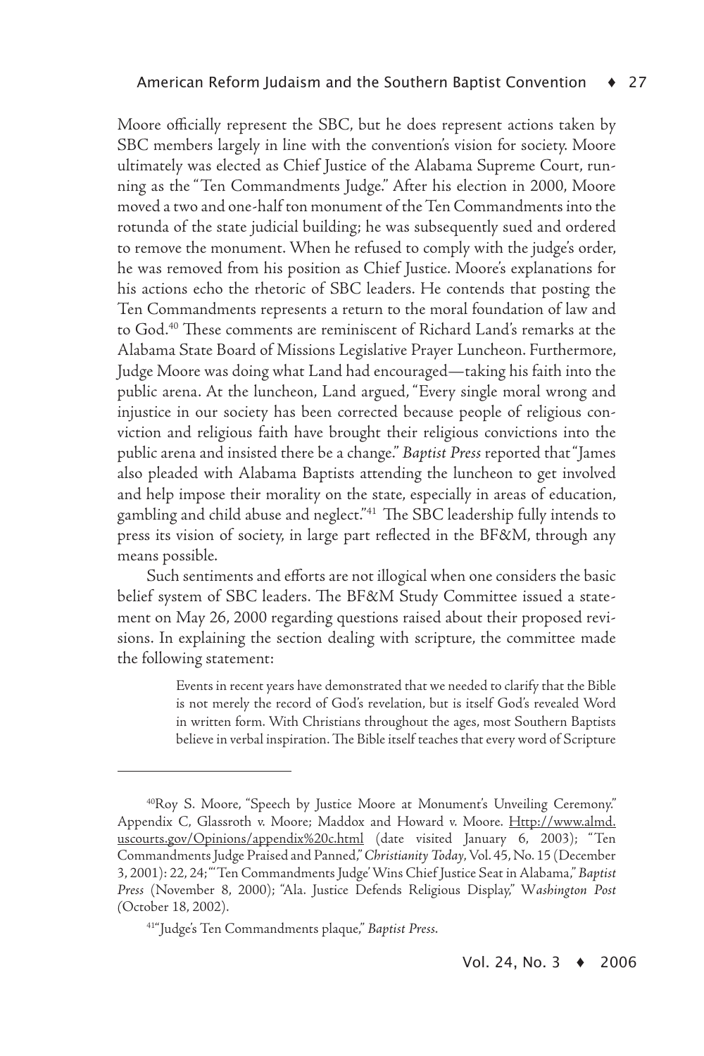Moore officially represent the SBC, but he does represent actions taken by SBC members largely in line with the convention's vision for society. Moore ultimately was elected as Chief Justice of the Alabama Supreme Court, running as the "Ten Commandments Judge." After his election in 2000, Moore moved a two and one-half ton monument of the Ten Commandments into the rotunda of the state judicial building; he was subsequently sued and ordered to remove the monument. When he refused to comply with the judge's order, he was removed from his position as Chief Justice. Moore's explanations for his actions echo the rhetoric of SBC leaders. He contends that posting the Ten Commandments represents a return to the moral foundation of law and to God.[40] These comments are reminiscent of Richard Land's remarks at the Alabama State Board of Missions Legislative Prayer Luncheon. Furthermore, Judge Moore was doing what Land had encouraged—taking his faith into the public arena. At the luncheon, Land argued, "Every single moral wrong and injustice in our society has been corrected because people of religious conviction and religious faith have brought their religious convictions into the public arena and insisted there be a change." *Baptist Press* reported that "James also pleaded with Alabama Baptists attending the luncheon to get involved and help impose their morality on the state, especially in areas of education, gambling and child abuse and neglect."[41] The SBC leadership fully intends to press its vision of society, in large part reflected in the BF&M, through any means possible.

Such sentiments and efforts are not illogical when one considers the basic belief system of SBC leaders. The BF&M Study Committee issued a statement on May 26, 2000 regarding questions raised about their proposed revisions. In explaining the section dealing with scripture, the committee made the following statement:

> Events in recent years have demonstrated that we needed to clarify that the Bible is not merely the record of God's revelation, but is itself God's revealed Word in written form. With Christians throughout the ages, most Southern Baptists believe in verbal inspiration. The Bible itself teaches that every word of Scripture

---

[40]Roy S. Moore, "Speech by Justice Moore at Monument's Unveiling Ceremony." Appendix C, Glassroth v. Moore; Maddox and Howard v. Moore. Http://www.almd.uscourts.gov/Opinions/appendix%20c.html (date visited January 6, 2003); "Ten Commandments Judge Praised and Panned," *Christianity Today*, Vol. 45, No. 15 (December 3, 2001): 22, 24; "'Ten Commandments Judge' Wins Chief Justice Seat in Alabama," *Baptist Press* (November 8, 2000); "Ala. Justice Defends Religious Display," *Washington Post* (October 18, 2002).

[41]"Judge's Ten Commandments plaque," *Baptist Press*.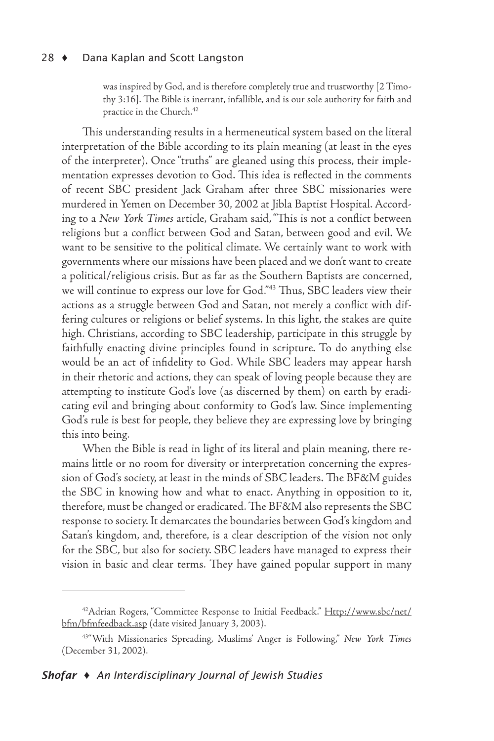> was inspired by God, and is therefore completely true and trustworthy [2 Timothy 3:16]. The Bible is inerrant, infallible, and is our sole authority for faith and practice in the Church.[42]

This understanding results in a hermeneutical system based on the literal interpretation of the Bible according to its plain meaning (at least in the eyes of the interpreter). Once "truths" are gleaned using this process, their implementation expresses devotion to God. This idea is reflected in the comments of recent SBC president Jack Graham after three SBC missionaries were murdered in Yemen on December 30, 2002 at Jibla Baptist Hospital. According to a *New York Times* article, Graham said, "This is not a conflict between religions but a conflict between God and Satan, between good and evil. We want to be sensitive to the political climate. We certainly want to work with governments where our missions have been placed and we don't want to create a political/religious crisis. But as far as the Southern Baptists are concerned, we will continue to express our love for God."[43] Thus, SBC leaders view their actions as a struggle between God and Satan, not merely a conflict with differing cultures or religions or belief systems. In this light, the stakes are quite high. Christians, according to SBC leadership, participate in this struggle by faithfully enacting divine principles found in scripture. To do anything else would be an act of infidelity to God. While SBC leaders may appear harsh in their rhetoric and actions, they can speak of loving people because they are attempting to institute God's love (as discerned by them) on earth by eradicating evil and bringing about conformity to God's law. Since implementing God's rule is best for people, they believe they are expressing love by bringing this into being.

When the Bible is read in light of its literal and plain meaning, there remains little or no room for diversity or interpretation concerning the expression of God's society, at least in the minds of SBC leaders. The BF&M guides the SBC in knowing how and what to enact. Anything in opposition to it, therefore, must be changed or eradicated. The BF&M also represents the SBC response to society. It demarcates the boundaries between God's kingdom and Satan's kingdom, and, therefore, is a clear description of the vision not only for the SBC, but also for society. SBC leaders have managed to express their vision in basic and clear terms. They have gained popular support in many

---

[42] Adrian Rogers, "Committee Response to Initial Feedback." Http://www.sbc/net/bfm/bfmfeedback.asp (date visited January 3, 2003).

[43] "With Missionaries Spreading, Muslims' Anger is Following," *New York Times* (December 31, 2002).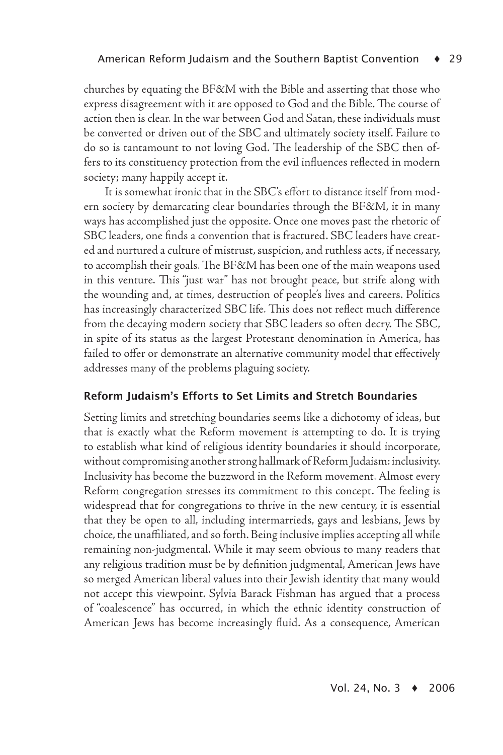churches by equating the BF&M with the Bible and asserting that those who express disagreement with it are opposed to God and the Bible. The course of action then is clear. In the war between God and Satan, these individuals must be converted or driven out of the SBC and ultimately society itself. Failure to do so is tantamount to not loving God. The leadership of the SBC then offers to its constituency protection from the evil influences reflected in modern society; many happily accept it.

It is somewhat ironic that in the SBC's effort to distance itself from modern society by demarcating clear boundaries through the BF&M, it in many ways has accomplished just the opposite. Once one moves past the rhetoric of SBC leaders, one finds a convention that is fractured. SBC leaders have created and nurtured a culture of mistrust, suspicion, and ruthless acts, if necessary, to accomplish their goals. The BF&M has been one of the main weapons used in this venture. This "just war" has not brought peace, but strife along with the wounding and, at times, destruction of people's lives and careers. Politics has increasingly characterized SBC life. This does not reflect much difference from the decaying modern society that SBC leaders so often decry. The SBC, in spite of its status as the largest Protestant denomination in America, has failed to offer or demonstrate an alternative community model that effectively addresses many of the problems plaguing society.

### Reform Judaism's Efforts to Set Limits and Stretch Boundaries

Setting limits and stretching boundaries seems like a dichotomy of ideas, but that is exactly what the Reform movement is attempting to do. It is trying to establish what kind of religious identity boundaries it should incorporate, without compromising another strong hallmark of Reform Judaism: inclusivity. Inclusivity has become the buzzword in the Reform movement. Almost every Reform congregation stresses its commitment to this concept. The feeling is widespread that for congregations to thrive in the new century, it is essential that they be open to all, including intermarrieds, gays and lesbians, Jews by choice, the unaffiliated, and so forth. Being inclusive implies accepting all while remaining non-judgmental. While it may seem obvious to many readers that any religious tradition must be by definition judgmental, American Jews have so merged American liberal values into their Jewish identity that many would not accept this viewpoint. Sylvia Barack Fishman has argued that a process of "coalescence" has occurred, in which the ethnic identity construction of American Jews has become increasingly fluid. As a consequence, American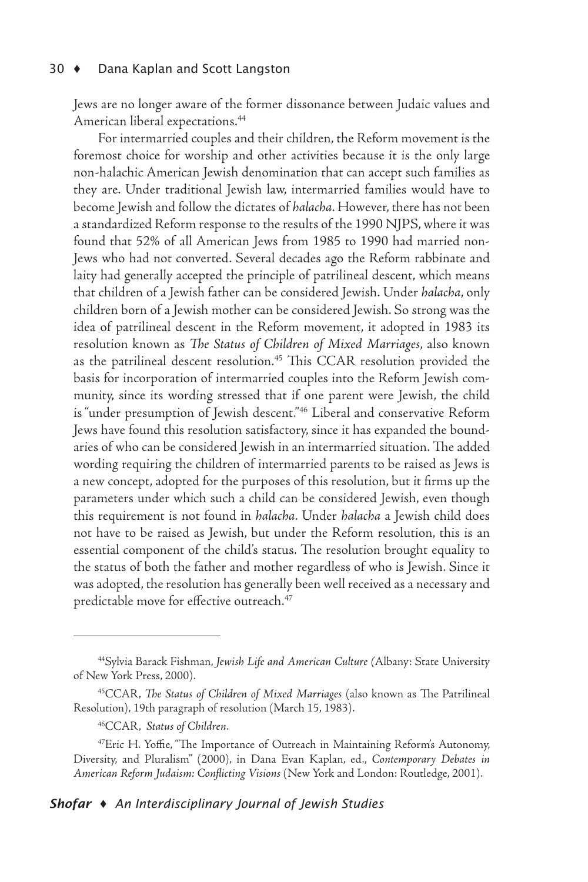Jews are no longer aware of the former dissonance between Judaic values and American liberal expectations.[44]

For intermarried couples and their children, the Reform movement is the foremost choice for worship and other activities because it is the only large non-halachic American Jewish denomination that can accept such families as they are. Under traditional Jewish law, intermarried families would have to become Jewish and follow the dictates of *halacha*. However, there has not been a standardized Reform response to the results of the 1990 NJPS, where it was found that 52% of all American Jews from 1985 to 1990 had married non-Jews who had not converted. Several decades ago the Reform rabbinate and laity had generally accepted the principle of patrilineal descent, which means that children of a Jewish father can be considered Jewish. Under *halacha*, only children born of a Jewish mother can be considered Jewish. So strong was the idea of patrilineal descent in the Reform movement, it adopted in 1983 its resolution known as *The Status of Children of Mixed Marriages*, also known as the patrilineal descent resolution.[45] This CCAR resolution provided the basis for incorporation of intermarried couples into the Reform Jewish community, since its wording stressed that if one parent were Jewish, the child is "under presumption of Jewish descent."[46] Liberal and conservative Reform Jews have found this resolution satisfactory, since it has expanded the boundaries of who can be considered Jewish in an intermarried situation. The added wording requiring the children of intermarried parents to be raised as Jews is a new concept, adopted for the purposes of this resolution, but it firms up the parameters under which such a child can be considered Jewish, even though this requirement is not found in *halacha*. Under *halacha* a Jewish child does not have to be raised as Jewish, but under the Reform resolution, this is an essential component of the child's status. The resolution brought equality to the status of both the father and mother regardless of who is Jewish. Since it was adopted, the resolution has generally been well received as a necessary and predictable move for effective outreach.[47]

---

[44] Sylvia Barack Fishman, *Jewish Life and American Culture* (Albany: State University of New York Press, 2000).

[45] CCAR, *The Status of Children of Mixed Marriages* (also known as The Patrilineal Resolution), 19th paragraph of resolution (March 15, 1983).

[46] CCAR, *Status of Children*.

[47] Eric H. Yoffie, "The Importance of Outreach in Maintaining Reform's Autonomy, Diversity, and Pluralism" (2000), in Dana Evan Kaplan, ed., *Contemporary Debates in American Reform Judaism: Conflicting Visions* (New York and London: Routledge, 2001).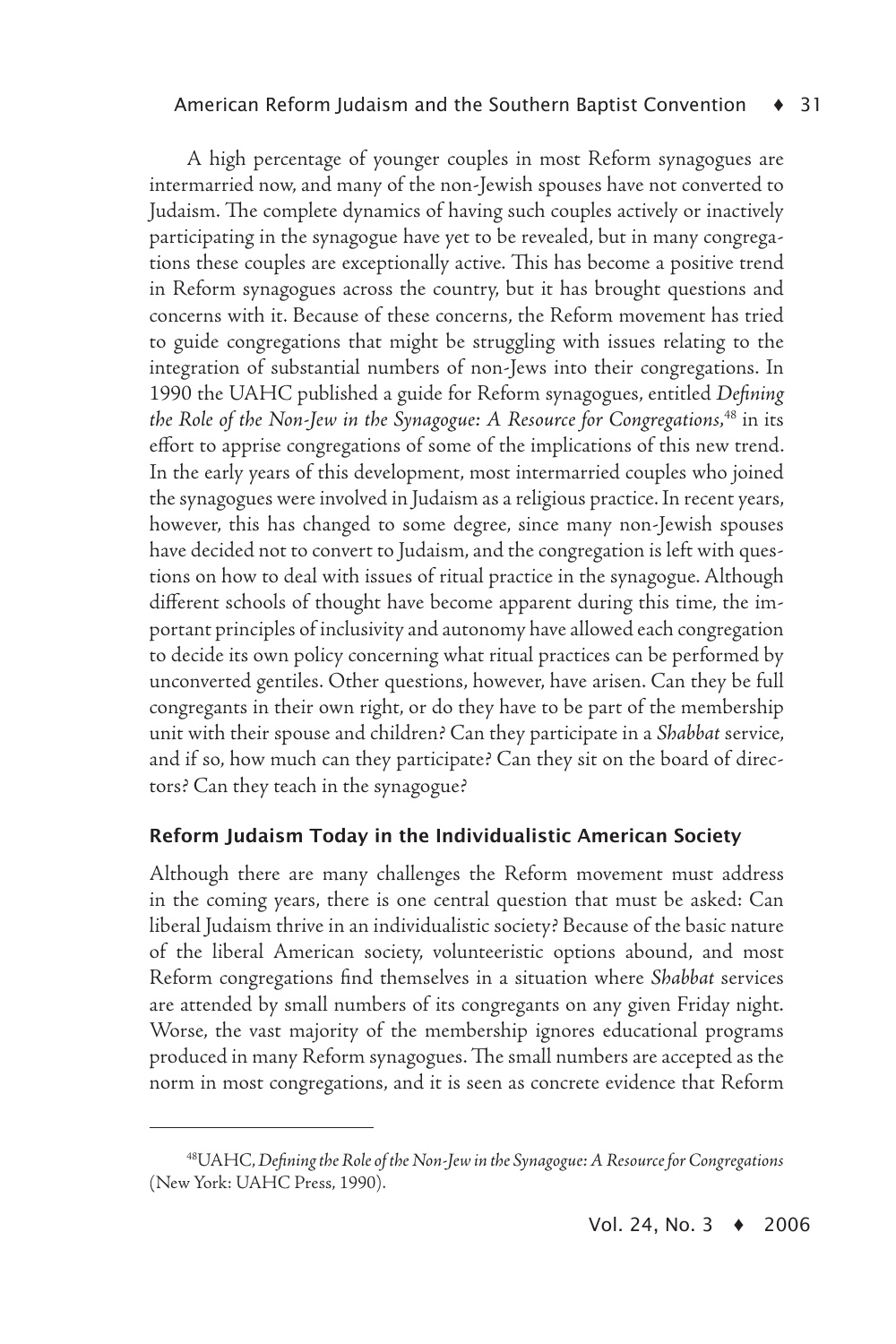A high percentage of younger couples in most Reform synagogues are intermarried now, and many of the non-Jewish spouses have not converted to Judaism. The complete dynamics of having such couples actively or inactively participating in the synagogue have yet to be revealed, but in many congregations these couples are exceptionally active. This has become a positive trend in Reform synagogues across the country, but it has brought questions and concerns with it. Because of these concerns, the Reform movement has tried to guide congregations that might be struggling with issues relating to the integration of substantial numbers of non-Jews into their congregations. In 1990 the UAHC published a guide for Reform synagogues, entitled *Defining the Role of the Non-Jew in the Synagogue: A Resource for Congregations*,[48] in its effort to apprise congregations of some of the implications of this new trend. In the early years of this development, most intermarried couples who joined the synagogues were involved in Judaism as a religious practice. In recent years, however, this has changed to some degree, since many non-Jewish spouses have decided not to convert to Judaism, and the congregation is left with questions on how to deal with issues of ritual practice in the synagogue. Although different schools of thought have become apparent during this time, the important principles of inclusivity and autonomy have allowed each congregation to decide its own policy concerning what ritual practices can be performed by unconverted gentiles. Other questions, however, have arisen. Can they be full congregants in their own right, or do they have to be part of the membership unit with their spouse and children? Can they participate in a *Shabbat* service, and if so, how much can they participate? Can they sit on the board of directors? Can they teach in the synagogue?

### Reform Judaism Today in the Individualistic American Society

Although there are many challenges the Reform movement must address in the coming years, there is one central question that must be asked: Can liberal Judaism thrive in an individualistic society? Because of the basic nature of the liberal American society, volunteeristic options abound, and most Reform congregations find themselves in a situation where *Shabbat* services are attended by small numbers of its congregants on any given Friday night. Worse, the vast majority of the membership ignores educational programs produced in many Reform synagogues. The small numbers are accepted as the norm in most congregations, and it is seen as concrete evidence that Reform

---

[48] UAHC, *Defining the Role of the Non-Jew in the Synagogue: A Resource for Congregations* (New York: UAHC Press, 1990).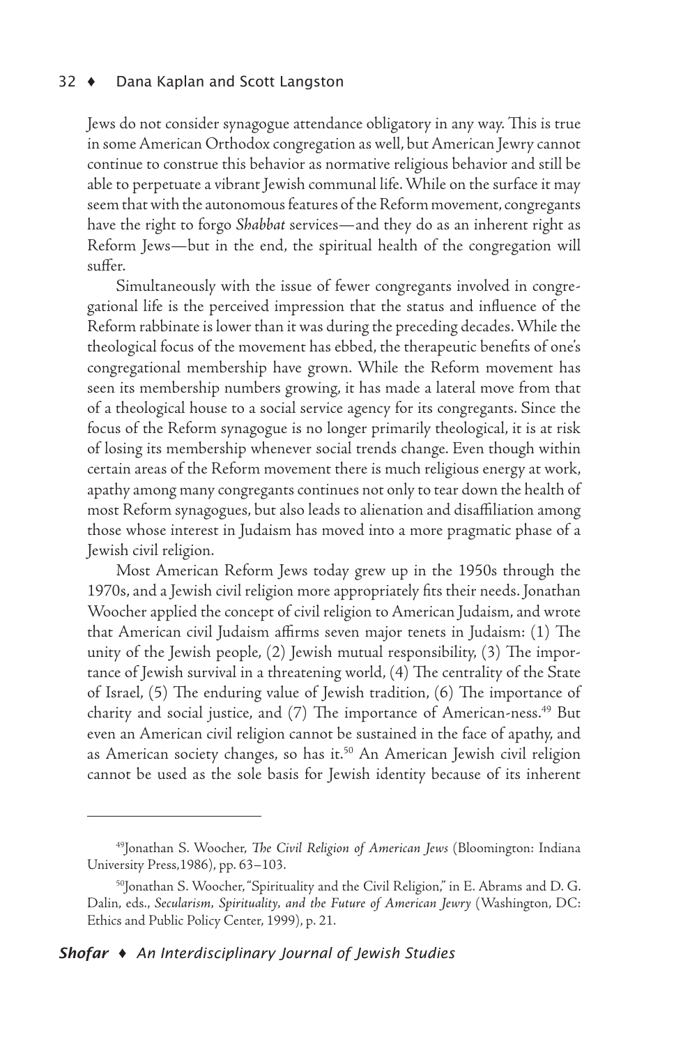Jews do not consider synagogue attendance obligatory in any way. This is true in some American Orthodox congregation as well, but American Jewry cannot continue to construe this behavior as normative religious behavior and still be able to perpetuate a vibrant Jewish communal life. While on the surface it may seem that with the autonomous features of the Reform movement, congregants have the right to forgo *Shabbat* services—and they do as an inherent right as Reform Jews—but in the end, the spiritual health of the congregation will suffer.

Simultaneously with the issue of fewer congregants involved in congregational life is the perceived impression that the status and influence of the Reform rabbinate is lower than it was during the preceding decades. While the theological focus of the movement has ebbed, the therapeutic benefits of one's congregational membership have grown. While the Reform movement has seen its membership numbers growing, it has made a lateral move from that of a theological house to a social service agency for its congregants. Since the focus of the Reform synagogue is no longer primarily theological, it is at risk of losing its membership whenever social trends change. Even though within certain areas of the Reform movement there is much religious energy at work, apathy among many congregants continues not only to tear down the health of most Reform synagogues, but also leads to alienation and disaffiliation among those whose interest in Judaism has moved into a more pragmatic phase of a Jewish civil religion.

Most American Reform Jews today grew up in the 1950s through the 1970s, and a Jewish civil religion more appropriately fits their needs. Jonathan Woocher applied the concept of civil religion to American Judaism, and wrote that American civil Judaism affirms seven major tenets in Judaism: (1) The unity of the Jewish people, (2) Jewish mutual responsibility, (3) The importance of Jewish survival in a threatening world, (4) The centrality of the State of Israel, (5) The enduring value of Jewish tradition, (6) The importance of charity and social justice, and (7) The importance of American-ness.[49] But even an American civil religion cannot be sustained in the face of apathy, and as American society changes, so has it.[50] An American Jewish civil religion cannot be used as the sole basis for Jewish identity because of its inherent

---

[49] Jonathan S. Woocher, *The Civil Religion of American Jews* (Bloomington: Indiana University Press,1986), pp. 63–103.

[50] Jonathan S. Woocher, "Spirituality and the Civil Religion," in E. Abrams and D. G. Dalin, eds., *Secularism, Spirituality, and the Future of American Jewry* (Washington, DC: Ethics and Public Policy Center, 1999), p. 21.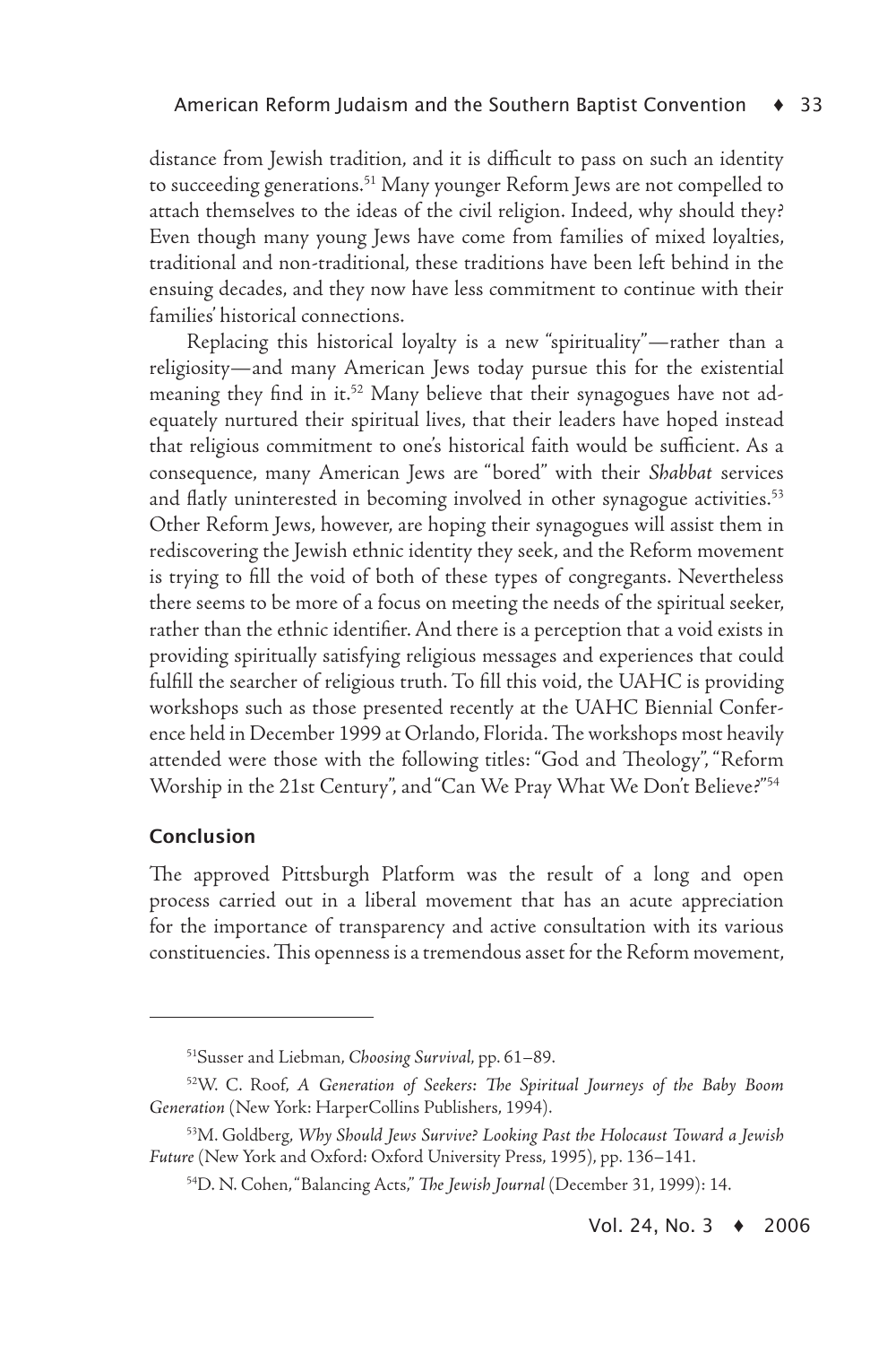distance from Jewish tradition, and it is difficult to pass on such an identity to succeeding generations.[51] Many younger Reform Jews are not compelled to attach themselves to the ideas of the civil religion. Indeed, why should they? Even though many young Jews have come from families of mixed loyalties, traditional and non-traditional, these traditions have been left behind in the ensuing decades, and they now have less commitment to continue with their families' historical connections.

Replacing this historical loyalty is a new "spirituality"—rather than a religiosity—and many American Jews today pursue this for the existential meaning they find in it.[52] Many believe that their synagogues have not adequately nurtured their spiritual lives, that their leaders have hoped instead that religious commitment to one's historical faith would be sufficient. As a consequence, many American Jews are "bored" with their *Shabbat* services and flatly uninterested in becoming involved in other synagogue activities.[53] Other Reform Jews, however, are hoping their synagogues will assist them in rediscovering the Jewish ethnic identity they seek, and the Reform movement is trying to fill the void of both of these types of congregants. Nevertheless there seems to be more of a focus on meeting the needs of the spiritual seeker, rather than the ethnic identifier. And there is a perception that a void exists in providing spiritually satisfying religious messages and experiences that could fulfill the searcher of religious truth. To fill this void, the UAHC is providing workshops such as those presented recently at the UAHC Biennial Conference held in December 1999 at Orlando, Florida. The workshops most heavily attended were those with the following titles: "God and Theology", "Reform Worship in the 21st Century", and "Can We Pray What We Don't Believe?"[54]

## Conclusion

The approved Pittsburgh Platform was the result of a long and open process carried out in a liberal movement that has an acute appreciation for the importance of transparency and active consultation with its various constituencies. This openness is a tremendous asset for the Reform movement,

---

[51] Susser and Liebman, *Choosing Survival*, pp. 61–89.

[52] W. C. Roof, *A Generation of Seekers: The Spiritual Journeys of the Baby Boom Generation* (New York: HarperCollins Publishers, 1994).

[53] M. Goldberg, *Why Should Jews Survive? Looking Past the Holocaust Toward a Jewish Future* (New York and Oxford: Oxford University Press, 1995), pp. 136–141.

[54] D. N. Cohen, "Balancing Acts," *The Jewish Journal* (December 31, 1999): 14.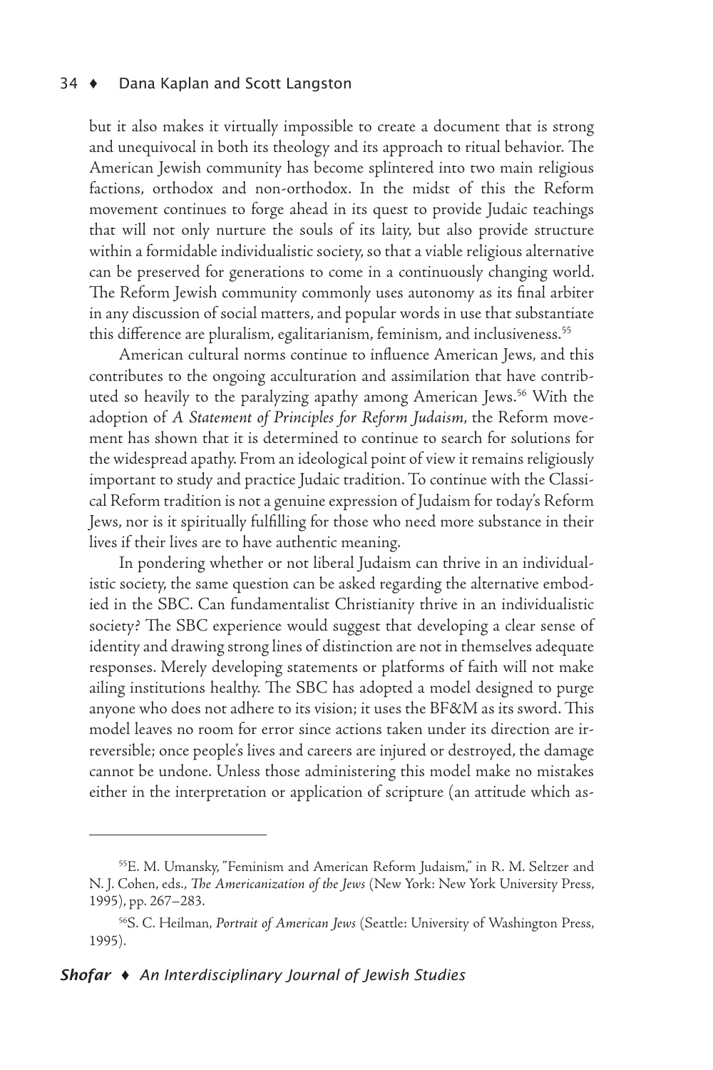but it also makes it virtually impossible to create a document that is strong and unequivocal in both its theology and its approach to ritual behavior. The American Jewish community has become splintered into two main religious factions, orthodox and non-orthodox. In the midst of this the Reform movement continues to forge ahead in its quest to provide Judaic teachings that will not only nurture the souls of its laity, but also provide structure within a formidable individualistic society, so that a viable religious alternative can be preserved for generations to come in a continuously changing world. The Reform Jewish community commonly uses autonomy as its final arbiter in any discussion of social matters, and popular words in use that substantiate this difference are pluralism, egalitarianism, feminism, and inclusiveness.[55]

American cultural norms continue to influence American Jews, and this contributes to the ongoing acculturation and assimilation that have contributed so heavily to the paralyzing apathy among American Jews.[56] With the adoption of *A Statement of Principles for Reform Judaism*, the Reform movement has shown that it is determined to continue to search for solutions for the widespread apathy. From an ideological point of view it remains religiously important to study and practice Judaic tradition. To continue with the Classical Reform tradition is not a genuine expression of Judaism for today's Reform Jews, nor is it spiritually fulfilling for those who need more substance in their lives if their lives are to have authentic meaning.

In pondering whether or not liberal Judaism can thrive in an individualistic society, the same question can be asked regarding the alternative embodied in the SBC. Can fundamentalist Christianity thrive in an individualistic society? The SBC experience would suggest that developing a clear sense of identity and drawing strong lines of distinction are not in themselves adequate responses. Merely developing statements or platforms of faith will not make ailing institutions healthy. The SBC has adopted a model designed to purge anyone who does not adhere to its vision; it uses the BF&M as its sword. This model leaves no room for error since actions taken under its direction are irreversible; once people's lives and careers are injured or destroyed, the damage cannot be undone. Unless those administering this model make no mistakes either in the interpretation or application of scripture (an attitude which as-

---

[55] E. M. Umansky, "Feminism and American Reform Judaism," in R. M. Seltzer and N. J. Cohen, eds., *The Americanization of the Jews* (New York: New York University Press, 1995), pp. 267–283.

[56] S. C. Heilman, *Portrait of American Jews* (Seattle: University of Washington Press, 1995).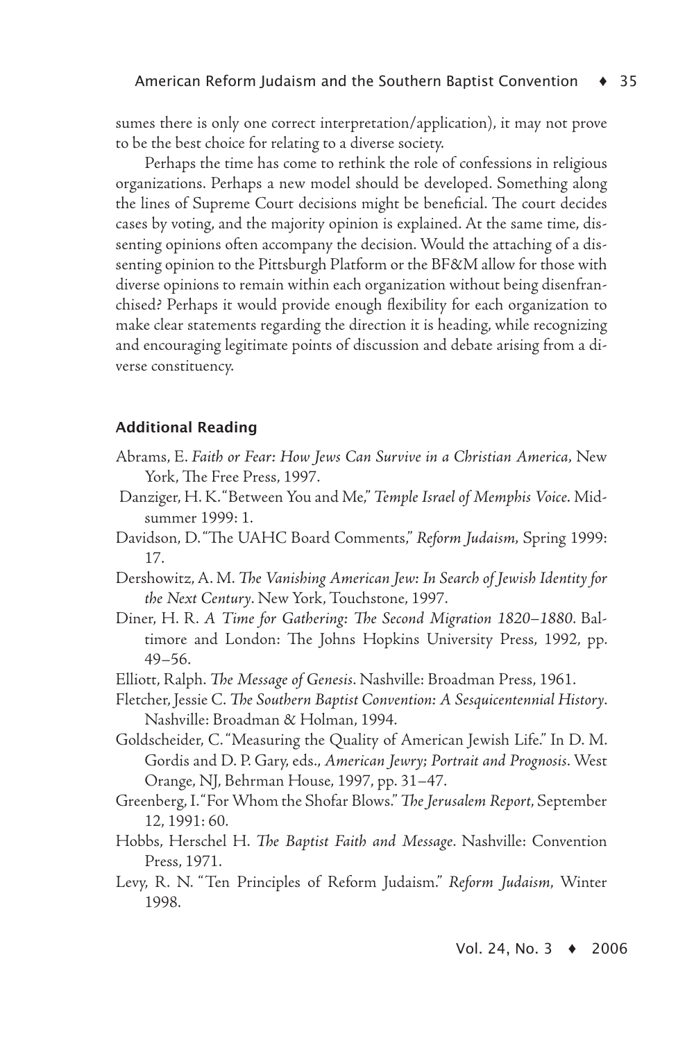sumes there is only one correct interpretation/application), it may not prove to be the best choice for relating to a diverse society.

Perhaps the time has come to rethink the role of confessions in religious organizations. Perhaps a new model should be developed. Something along the lines of Supreme Court decisions might be beneficial. The court decides cases by voting, and the majority opinion is explained. At the same time, dissenting opinions often accompany the decision. Would the attaching of a dissenting opinion to the Pittsburgh Platform or the BF&M allow for those with diverse opinions to remain within each organization without being disenfranchised? Perhaps it would provide enough flexibility for each organization to make clear statements regarding the direction it is heading, while recognizing and encouraging legitimate points of discussion and debate arising from a diverse constituency.

### Additional Reading

Abrams, E. *Faith or Fear: How Jews Can Survive in a Christian America*, New York, The Free Press, 1997.

Danziger, H. K. "Between You and Me," *Temple Israel of Memphis Voice*. Midsummer 1999: 1.

Davidson, D. "The UAHC Board Comments," *Reform Judaism*, Spring 1999: 17.

Dershowitz, A. M. *The Vanishing American Jew: In Search of Jewish Identity for the Next Century*. New York, Touchstone, 1997.

Diner, H. R. *A Time for Gathering: The Second Migration 1820–1880*. Baltimore and London: The Johns Hopkins University Press, 1992, pp. 49–56.

Elliott, Ralph. *The Message of Genesis*. Nashville: Broadman Press, 1961.

Fletcher, Jessie C. *The Southern Baptist Convention: A Sesquicentennial History*. Nashville: Broadman & Holman, 1994.

Goldscheider, C. "Measuring the Quality of American Jewish Life." In D. M. Gordis and D. P. Gary, eds., *American Jewry; Portrait and Prognosis*. West Orange, NJ, Behrman House, 1997, pp. 31–47.

Greenberg, I. "For Whom the Shofar Blows." *The Jerusalem Report*, September 12, 1991: 60.

Hobbs, Herschel H. *The Baptist Faith and Message*. Nashville: Convention Press, 1971.

Levy, R. N. "Ten Principles of Reform Judaism." *Reform Judaism*, Winter 1998.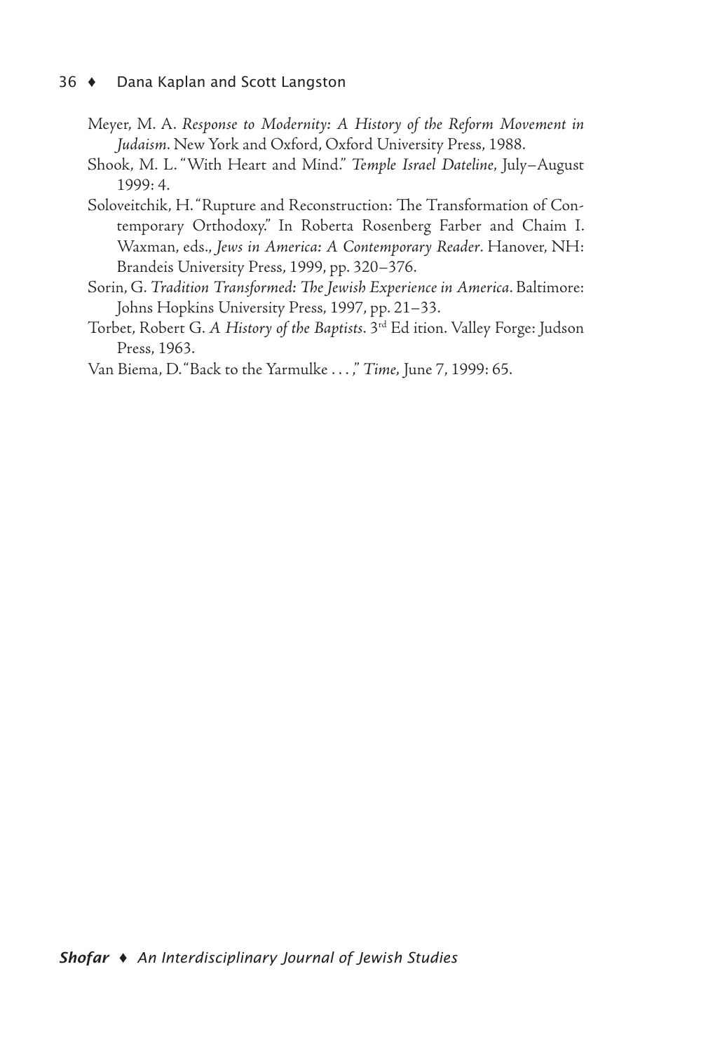Meyer, M. A. *Response to Modernity: A History of the Reform Movement in Judaism*. New York and Oxford, Oxford University Press, 1988.

Shook, M. L. "With Heart and Mind." *Temple Israel Dateline*, July–August 1999: 4.

Soloveitchik, H. "Rupture and Reconstruction: The Transformation of Contemporary Orthodoxy." In Roberta Rosenberg Farber and Chaim I. Waxman, eds., *Jews in America: A Contemporary Reader*. Hanover, NH: Brandeis University Press, 1999, pp. 320–376.

Sorin, G. *Tradition Transformed: The Jewish Experience in America*. Baltimore: Johns Hopkins University Press, 1997, pp. 21–33.

Torbet, Robert G. *A History of the Baptists*. 3rd Ed ition. Valley Forge: Judson Press, 1963.

Van Biema, D. "Back to the Yarmulke . . . ," *Time*, June 7, 1999: 65.